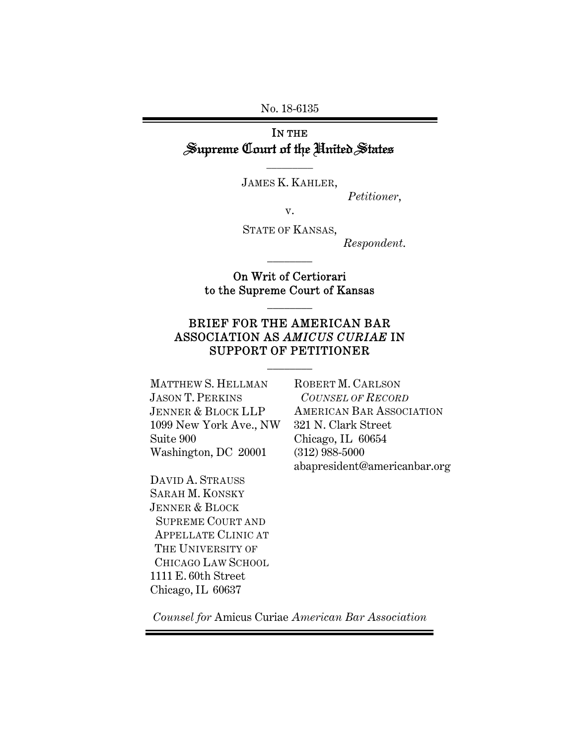No. 18-6135

IN THE
# Supreme Court of the United States

---

JAMES K. KAHLER,

*Petitioner,*

v.

STATE OF KANSAS,

*Respondent.*

---

On Writ of Certiorari to the Supreme Court of Kansas

---

## BRIEF FOR THE AMERICAN BAR ASSOCIATION AS *AMICUS CURIAE* IN SUPPORT OF PETITIONER

---

MATTHEW S. HELLMAN
JASON T. PERKINS
JENNER & BLOCK LLP
1099 New York Ave., NW
Suite 900
Washington, DC 20001

DAVID A. STRAUSS
SARAH M. KONSKY
JENNER & BLOCK
SUPREME COURT AND
APPELLATE CLINIC AT
THE UNIVERSITY OF
CHICAGO LAW SCHOOL
1111 E. 60th Street
Chicago, IL 60637

ROBERT M. CARLSON
*COUNSEL OF RECORD*
AMERICAN BAR ASSOCIATION
321 N. Clark Street
Chicago, IL 60654
(312) 988-5000
abapresident@americanbar.org

*Counsel for* Amicus Curiae *American Bar Association*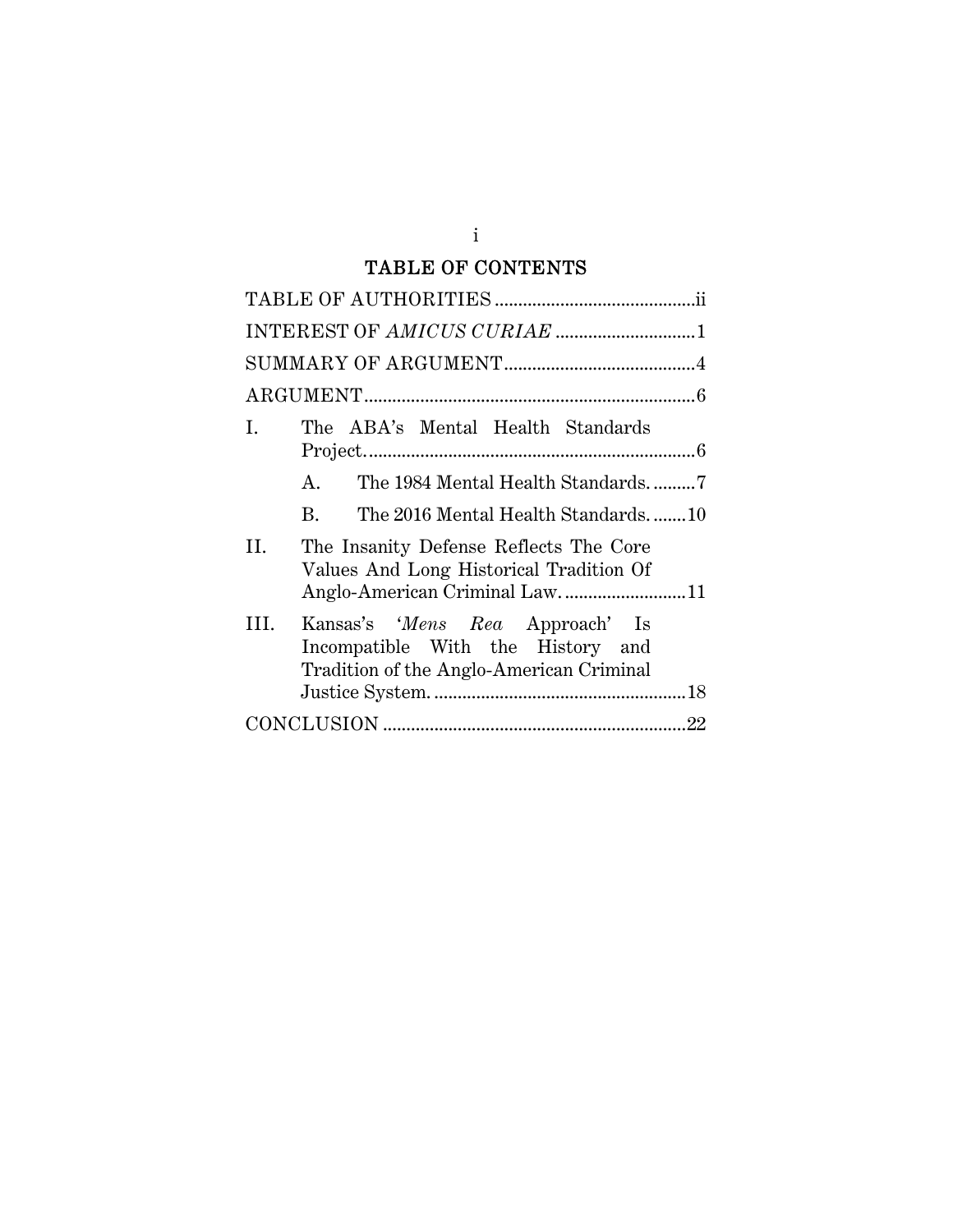# TABLE OF CONTENTS

TABLE OF AUTHORITIES ........................................... ii

INTEREST OF *AMICUS CURIAE* ............................. 1

SUMMARY OF ARGUMENT ......................................... 4

ARGUMENT ....................................................................... 6

I. The ABA's Mental Health Standards Project. ...................................................................... 6

   A. The 1984 Mental Health Standards. ......... 7

   B. The 2016 Mental Health Standards. ....... 10

II. The Insanity Defense Reflects The Core Values And Long Historical Tradition Of Anglo-American Criminal Law. .......................... 11

III. Kansas's '*Mens Rea* Approach' Is Incompatible With the History and Tradition of the Anglo-American Criminal Justice System. ...................................................... 18

CONCLUSION ................................................................ 22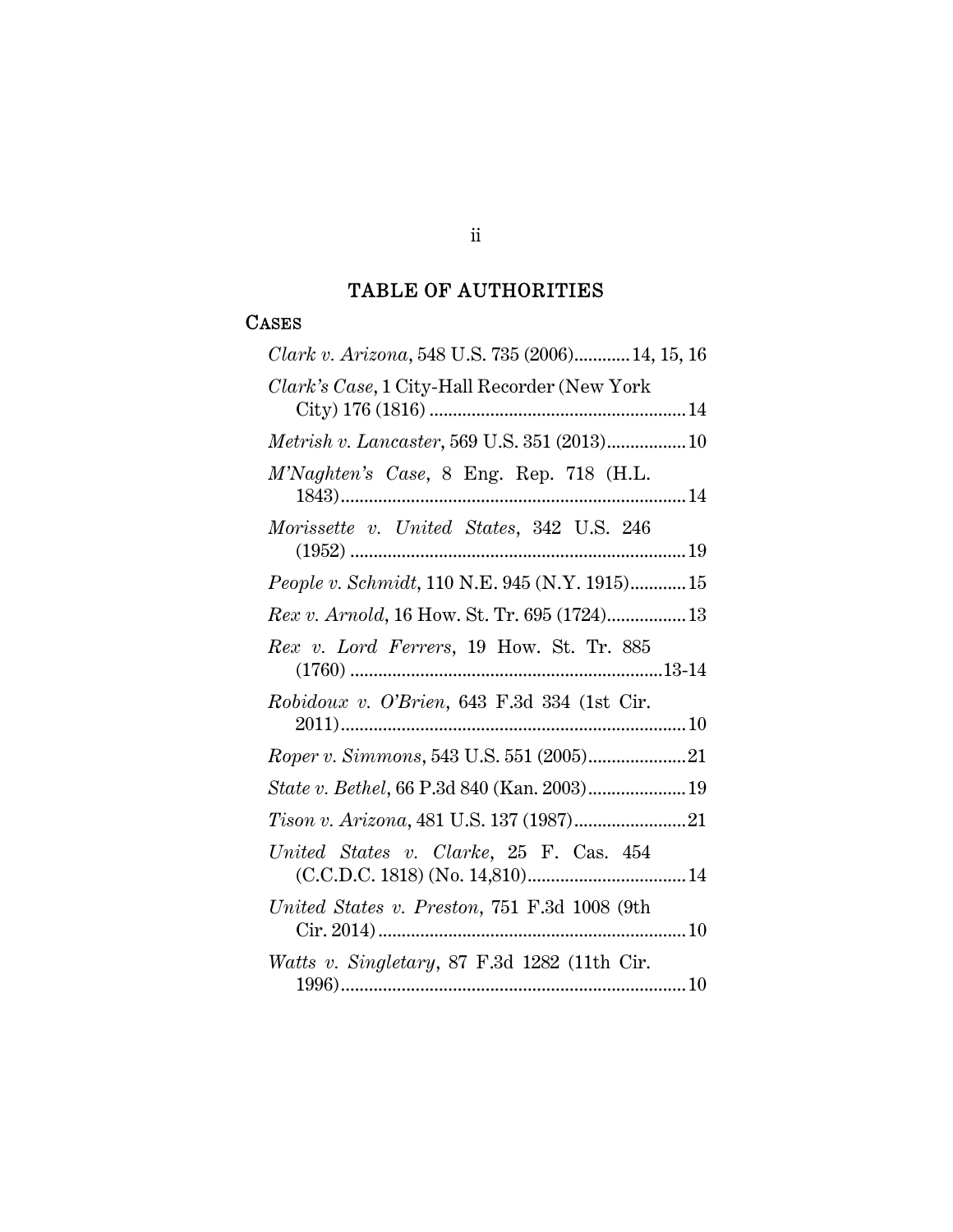## TABLE OF AUTHORITIES

### CASES

*Clark v. Arizona*, 548 U.S. 735 (2006)............14, 15, 16

*Clark's Case*, 1 City-Hall Recorder (New York City) 176 (1816) .......................................................14

*Metrish v. Lancaster*, 569 U.S. 351 (2013).................10

*M'Naghten's Case*, 8 Eng. Rep. 718 (H.L. 1843)..........................................................................14

*Morissette v. United States*, 342 U.S. 246 (1952) ........................................................................19

*People v. Schmidt*, 110 N.E. 945 (N.Y. 1915)............15

*Rex v. Arnold*, 16 How. St. Tr. 695 (1724).................13

*Rex v. Lord Ferrers*, 19 How. St. Tr. 885 (1760) ...................................................................13-14

*Robidoux v. O'Brien*, 643 F.3d 334 (1st Cir. 2011).........................................................................10

*Roper v. Simmons*, 543 U.S. 551 (2005).....................21

*State v. Bethel*, 66 P.3d 840 (Kan. 2003).....................19

*Tison v. Arizona*, 481 U.S. 137 (1987)........................21

*United States v. Clarke*, 25 F. Cas. 454 (C.C.D.C. 1818) (No. 14,810)..................................14

*United States v. Preston*, 751 F.3d 1008 (9th Cir. 2014).................................................................10

*Watts v. Singletary*, 87 F.3d 1282 (11th Cir. 1996).........................................................................10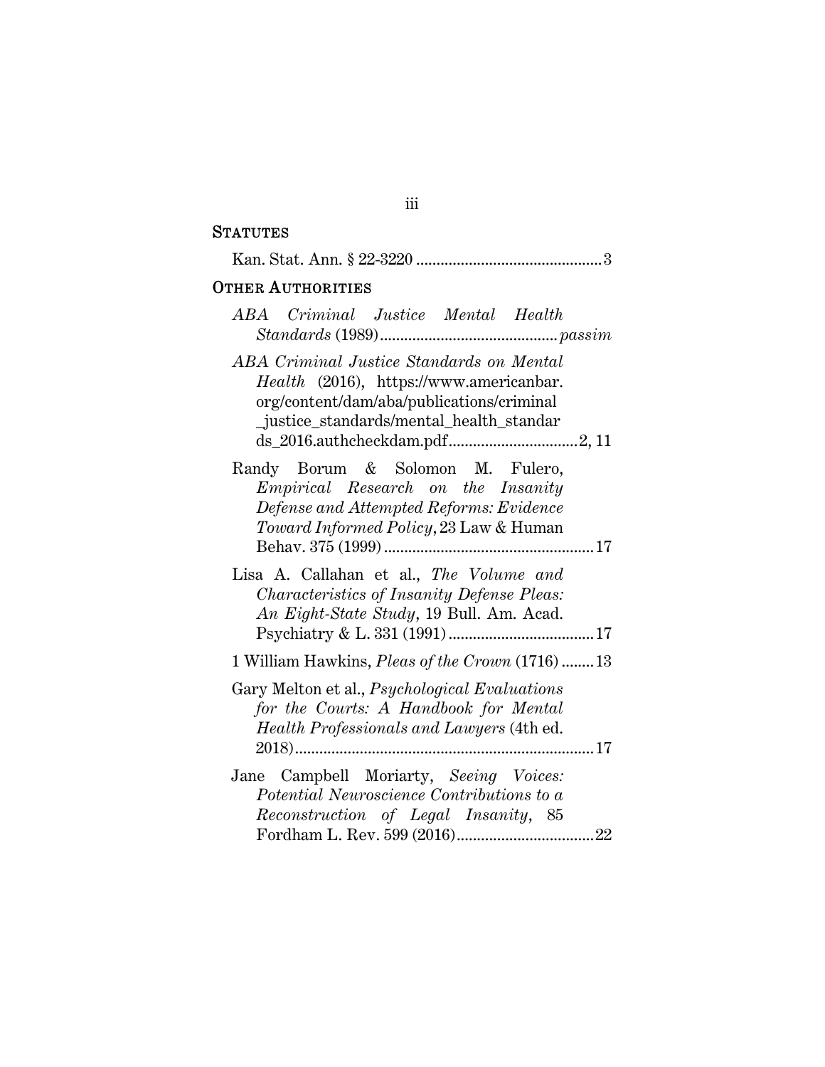## STATUTES

Kan. Stat. Ann. § 22-3220 .............................................3

## OTHER AUTHORITIES

*ABA Criminal Justice Mental Health Standards* (1989)........................................... *passim*

*ABA Criminal Justice Standards on Mental Health* (2016), https://www.americanbar.org/content/dam/aba/publications/criminal_justice_standards/mental_health_standards_2016.authcheckdam.pdf................................2, 11

Randy Borum & Solomon M. Fulero, *Empirical Research on the Insanity Defense and Attempted Reforms: Evidence Toward Informed Policy*, 23 Law & Human Behav. 375 (1999) ...................................................17

Lisa A. Callahan et al., *The Volume and Characteristics of Insanity Defense Pleas: An Eight-State Study*, 19 Bull. Am. Acad. Psychiatry & L. 331 (1991) ...................................17

1 William Hawkins, *Pleas of the Crown* (1716) ........13

Gary Melton et al., *Psychological Evaluations for the Courts: A Handbook for Mental Health Professionals and Lawyers* (4th ed. 2018).........................................................................17

Jane Campbell Moriarty, *Seeing Voices: Potential Neuroscience Contributions to a Reconstruction of Legal Insanity*, 85 Fordham L. Rev. 599 (2016).................................22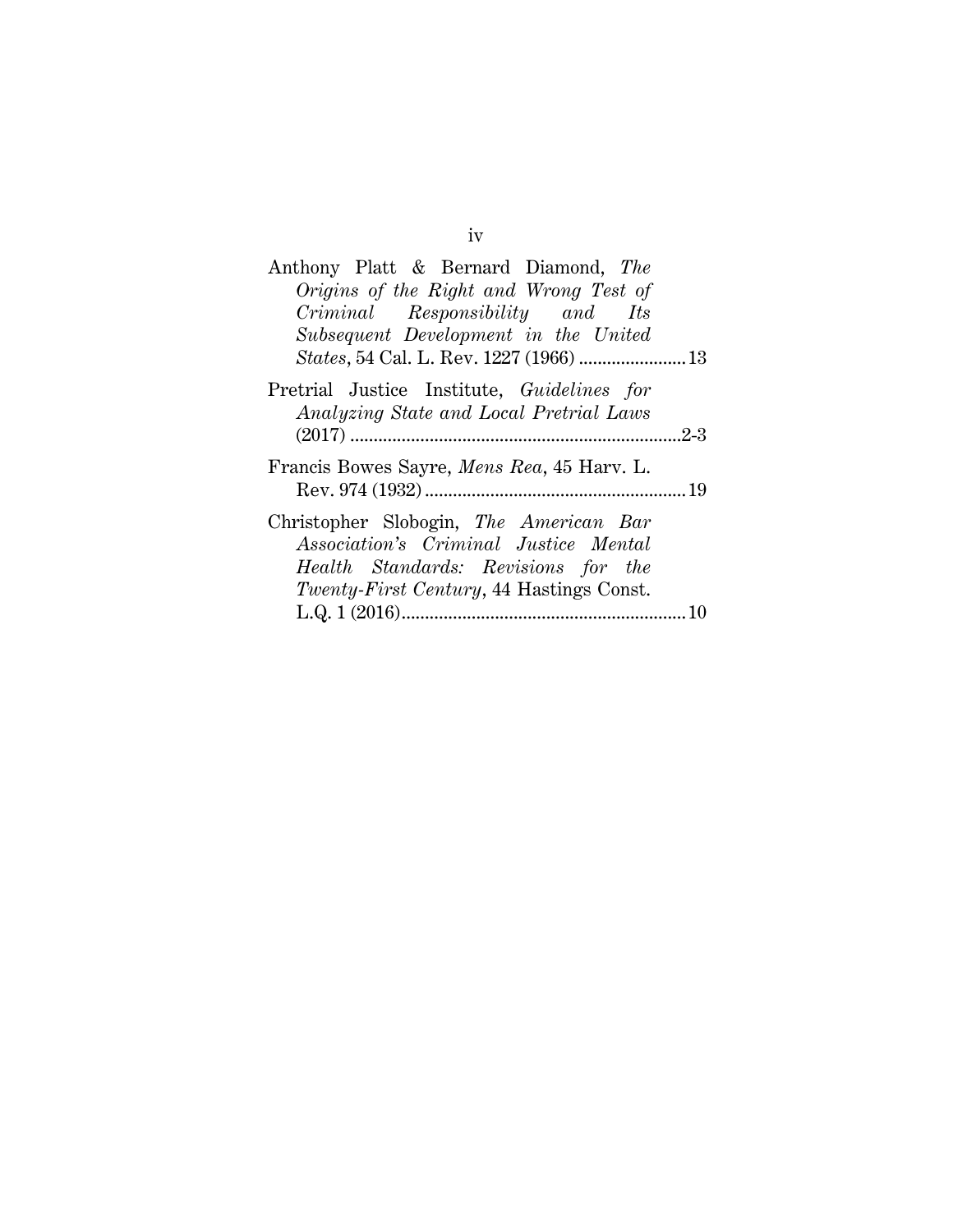Anthony Platt & Bernard Diamond, *The Origins of the Right and Wrong Test of Criminal Responsibility and Its Subsequent Development in the United States*, 54 Cal. L. Rev. 1227 (1966) ....................... 13

Pretrial Justice Institute, *Guidelines for Analyzing State and Local Pretrial Laws* (2017) ....................................................................... 2-3

Francis Bowes Sayre, *Mens Rea*, 45 Harv. L. Rev. 974 (1932) ........................................................ 19

Christopher Slobogin, *The American Bar Association's Criminal Justice Mental Health Standards: Revisions for the Twenty-First Century*, 44 Hastings Const. L.Q. 1 (2016)............................................................ 10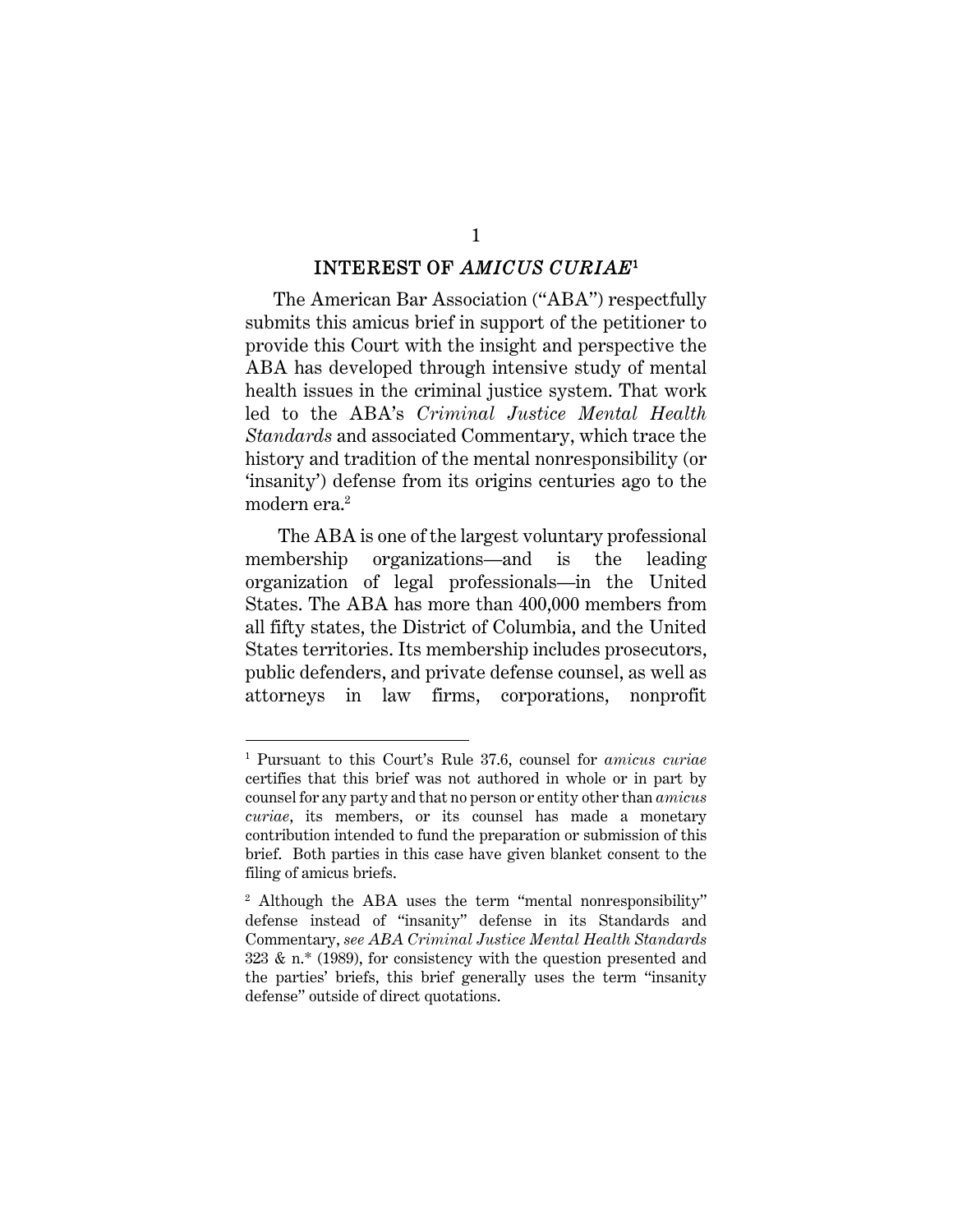## INTEREST OF *AMICUS CURIAE*[1]

The American Bar Association ("ABA") respectfully submits this amicus brief in support of the petitioner to provide this Court with the insight and perspective the ABA has developed through intensive study of mental health issues in the criminal justice system. That work led to the ABA's *Criminal Justice Mental Health Standards* and associated Commentary, which trace the history and tradition of the mental nonresponsibility (or 'insanity') defense from its origins centuries ago to the modern era.[2]

The ABA is one of the largest voluntary professional membership organizations—and is the leading organization of legal professionals—in the United States. The ABA has more than 400,000 members from all fifty states, the District of Columbia, and the United States territories. Its membership includes prosecutors, public defenders, and private defense counsel, as well as attorneys in law firms, corporations, nonprofit

---

[1] Pursuant to this Court's Rule 37.6, counsel for *amicus curiae* certifies that this brief was not authored in whole or in part by counsel for any party and that no person or entity other than *amicus curiae*, its members, or its counsel has made a monetary contribution intended to fund the preparation or submission of this brief. Both parties in this case have given blanket consent to the filing of amicus briefs.

[2] Although the ABA uses the term "mental nonresponsibility" defense instead of "insanity" defense in its Standards and Commentary, *see ABA Criminal Justice Mental Health Standards* 323 & n.* (1989), for consistency with the question presented and the parties' briefs, this brief generally uses the term "insanity defense" outside of direct quotations.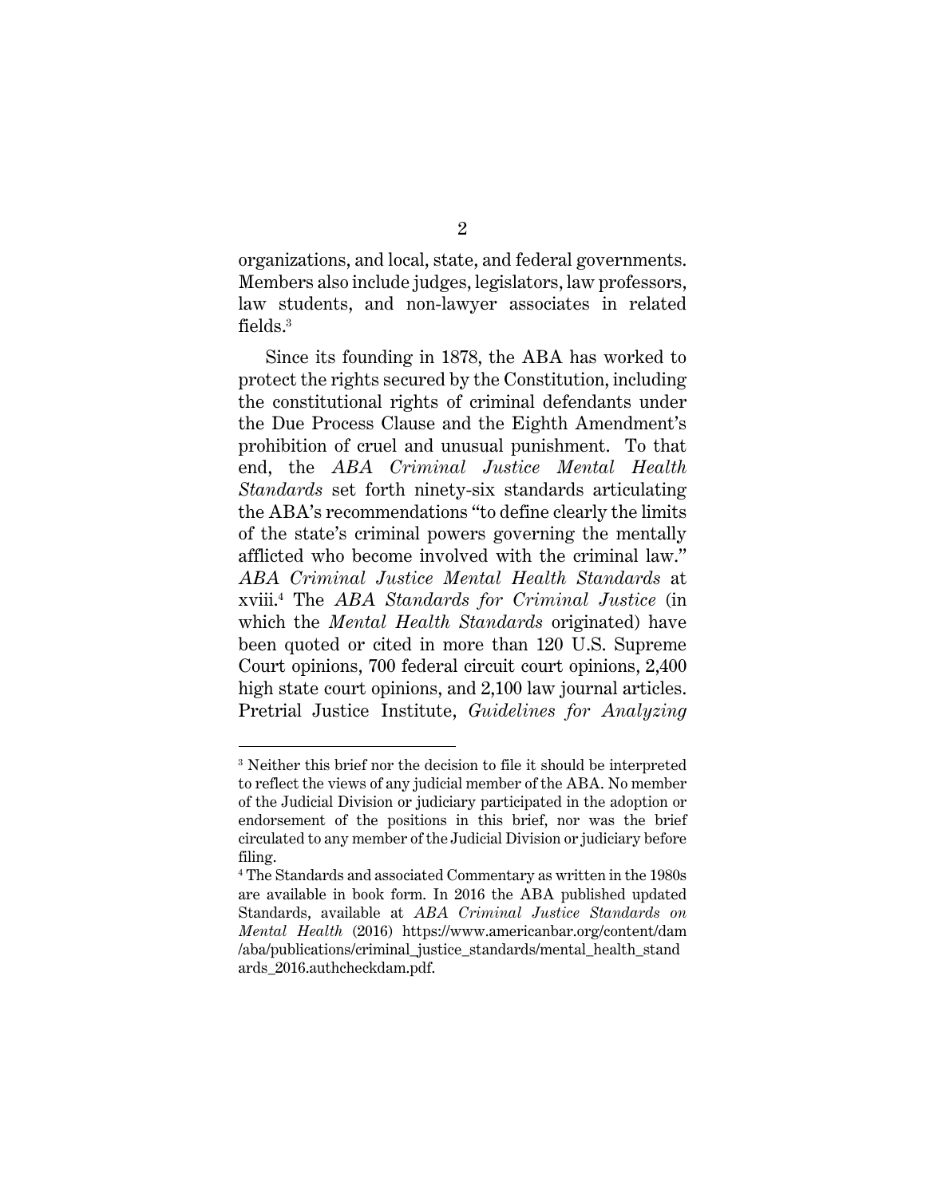organizations, and local, state, and federal governments. Members also include judges, legislators, law professors, law students, and non-lawyer associates in related fields.[3]

Since its founding in 1878, the ABA has worked to protect the rights secured by the Constitution, including the constitutional rights of criminal defendants under the Due Process Clause and the Eighth Amendment's prohibition of cruel and unusual punishment. To that end, the *ABA Criminal Justice Mental Health Standards* set forth ninety-six standards articulating the ABA's recommendations "to define clearly the limits of the state's criminal powers governing the mentally afflicted who become involved with the criminal law." *ABA Criminal Justice Mental Health Standards* at xviii.[4] The *ABA Standards for Criminal Justice* (in which the *Mental Health Standards* originated) have been quoted or cited in more than 120 U.S. Supreme Court opinions, 700 federal circuit court opinions, 2,400 high state court opinions, and 2,100 law journal articles. Pretrial Justice Institute, *Guidelines for Analyzing*

---

[3] Neither this brief nor the decision to file it should be interpreted to reflect the views of any judicial member of the ABA. No member of the Judicial Division or judiciary participated in the adoption or endorsement of the positions in this brief, nor was the brief circulated to any member of the Judicial Division or judiciary before filing.

[4] The Standards and associated Commentary as written in the 1980s are available in book form. In 2016 the ABA published updated Standards, available at *ABA Criminal Justice Standards on Mental Health* (2016) https://www.americanbar.org/content/dam/aba/publications/criminal_justice_standards/mental_health_standards_2016.authcheckdam.pdf.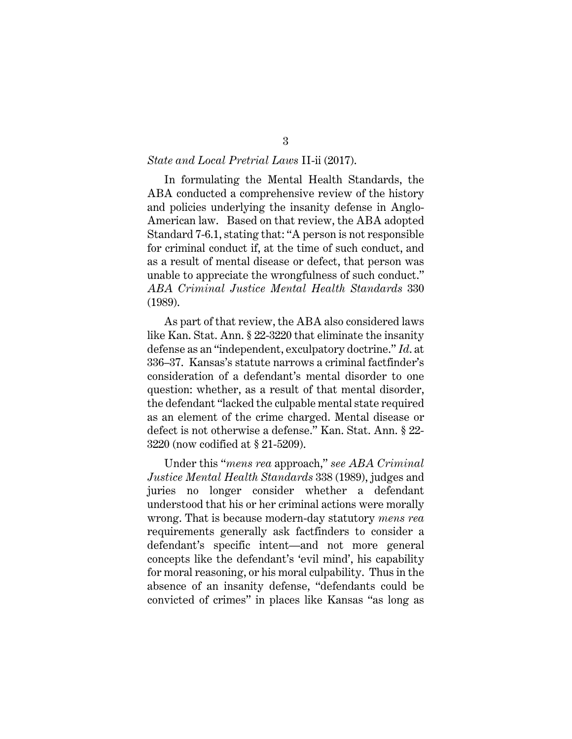*State and Local Pretrial Laws* II-ii (2017).

In formulating the Mental Health Standards, the ABA conducted a comprehensive review of the history and policies underlying the insanity defense in Anglo-American law. Based on that review, the ABA adopted Standard 7-6.1, stating that: "A person is not responsible for criminal conduct if, at the time of such conduct, and as a result of mental disease or defect, that person was unable to appreciate the wrongfulness of such conduct." *ABA Criminal Justice Mental Health Standards* 330 (1989).

As part of that review, the ABA also considered laws like Kan. Stat. Ann. § 22-3220 that eliminate the insanity defense as an "independent, exculpatory doctrine." *Id.* at 336–37. Kansas's statute narrows a criminal factfinder's consideration of a defendant's mental disorder to one question: whether, as a result of that mental disorder, the defendant "lacked the culpable mental state required as an element of the crime charged. Mental disease or defect is not otherwise a defense." Kan. Stat. Ann. § 22-3220 (now codified at § 21-5209).

Under this "*mens rea* approach," *see ABA Criminal Justice Mental Health Standards* 338 (1989), judges and juries no longer consider whether a defendant understood that his or her criminal actions were morally wrong. That is because modern-day statutory *mens rea* requirements generally ask factfinders to consider a defendant's specific intent—and not more general concepts like the defendant's 'evil mind', his capability for moral reasoning, or his moral culpability. Thus in the absence of an insanity defense, "defendants could be convicted of crimes" in places like Kansas "as long as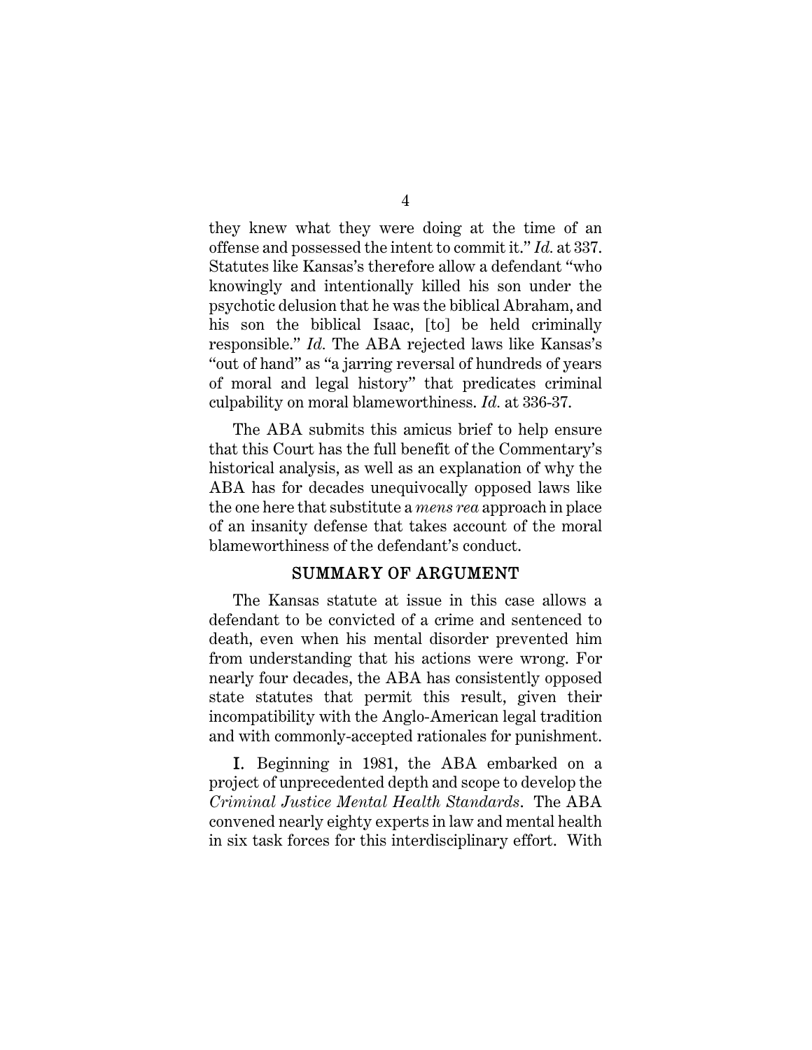they knew what they were doing at the time of an offense and possessed the intent to commit it." *Id.* at 337. Statutes like Kansas's therefore allow a defendant "who knowingly and intentionally killed his son under the psychotic delusion that he was the biblical Abraham, and his son the biblical Isaac, [to] be held criminally responsible." *Id.* The ABA rejected laws like Kansas's "out of hand" as "a jarring reversal of hundreds of years of moral and legal history" that predicates criminal culpability on moral blameworthiness. *Id.* at 336-37.

The ABA submits this amicus brief to help ensure that this Court has the full benefit of the Commentary's historical analysis, as well as an explanation of why the ABA has for decades unequivocally opposed laws like the one here that substitute a *mens rea* approach in place of an insanity defense that takes account of the moral blameworthiness of the defendant's conduct.

## SUMMARY OF ARGUMENT

The Kansas statute at issue in this case allows a defendant to be convicted of a crime and sentenced to death, even when his mental disorder prevented him from understanding that his actions were wrong. For nearly four decades, the ABA has consistently opposed state statutes that permit this result, given their incompatibility with the Anglo-American legal tradition and with commonly-accepted rationales for punishment.

I. Beginning in 1981, the ABA embarked on a project of unprecedented depth and scope to develop the *Criminal Justice Mental Health Standards*. The ABA convened nearly eighty experts in law and mental health in six task forces for this interdisciplinary effort. With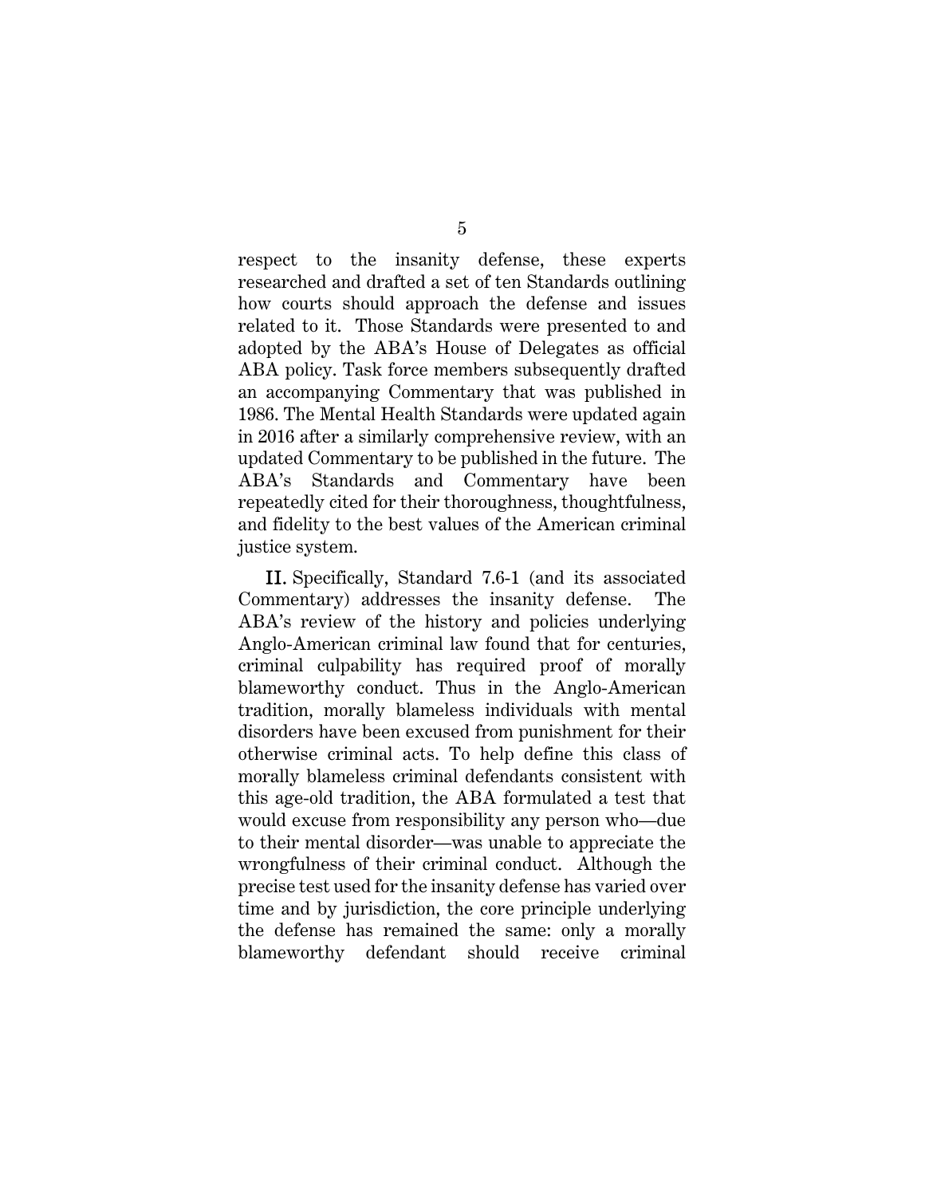respect to the insanity defense, these experts researched and drafted a set of ten Standards outlining how courts should approach the defense and issues related to it. Those Standards were presented to and adopted by the ABA's House of Delegates as official ABA policy. Task force members subsequently drafted an accompanying Commentary that was published in 1986. The Mental Health Standards were updated again in 2016 after a similarly comprehensive review, with an updated Commentary to be published in the future. The ABA's Standards and Commentary have been repeatedly cited for their thoroughness, thoughtfulness, and fidelity to the best values of the American criminal justice system.

II. Specifically, Standard 7.6-1 (and its associated Commentary) addresses the insanity defense. The ABA's review of the history and policies underlying Anglo-American criminal law found that for centuries, criminal culpability has required proof of morally blameworthy conduct. Thus in the Anglo-American tradition, morally blameless individuals with mental disorders have been excused from punishment for their otherwise criminal acts. To help define this class of morally blameless criminal defendants consistent with this age-old tradition, the ABA formulated a test that would excuse from responsibility any person who—due to their mental disorder—was unable to appreciate the wrongfulness of their criminal conduct. Although the precise test used for the insanity defense has varied over time and by jurisdiction, the core principle underlying the defense has remained the same: only a morally blameworthy defendant should receive criminal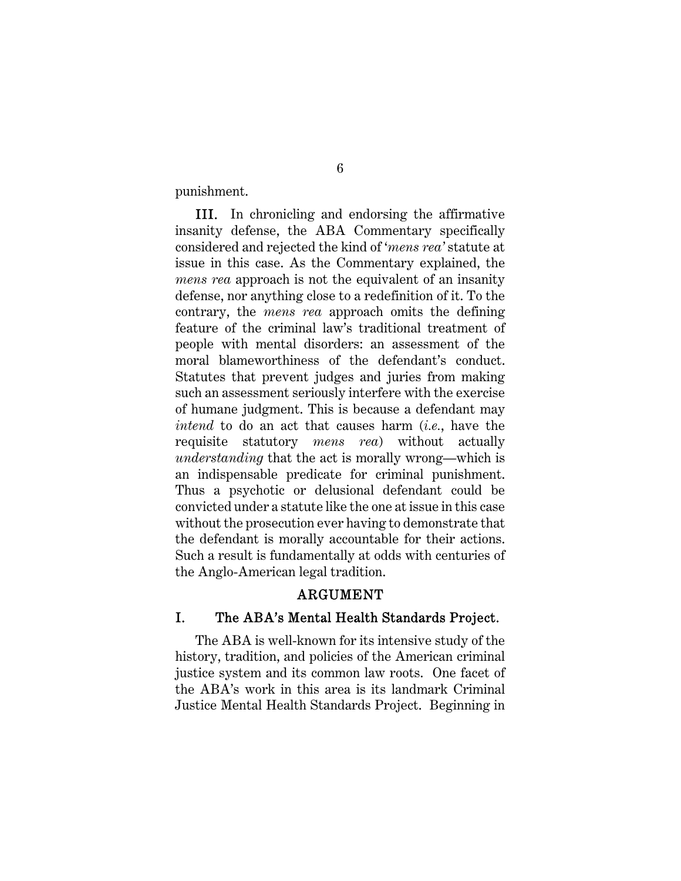punishment.

**III.** In chronicling and endorsing the affirmative insanity defense, the ABA Commentary specifically considered and rejected the kind of '*mens rea*' statute at issue in this case. As the Commentary explained, the *mens rea* approach is not the equivalent of an insanity defense, nor anything close to a redefinition of it. To the contrary, the *mens rea* approach omits the defining feature of the criminal law's traditional treatment of people with mental disorders: an assessment of the moral blameworthiness of the defendant's conduct. Statutes that prevent judges and juries from making such an assessment seriously interfere with the exercise of humane judgment. This is because a defendant may *intend* to do an act that causes harm (*i.e.*, have the requisite statutory *mens rea*) without actually *understanding* that the act is morally wrong—which is an indispensable predicate for criminal punishment. Thus a psychotic or delusional defendant could be convicted under a statute like the one at issue in this case without the prosecution ever having to demonstrate that the defendant is morally accountable for their actions. Such a result is fundamentally at odds with centuries of the Anglo-American legal tradition.

## ARGUMENT

### I. The ABA's Mental Health Standards Project.

The ABA is well-known for its intensive study of the history, tradition, and policies of the American criminal justice system and its common law roots. One facet of the ABA's work in this area is its landmark Criminal Justice Mental Health Standards Project. Beginning in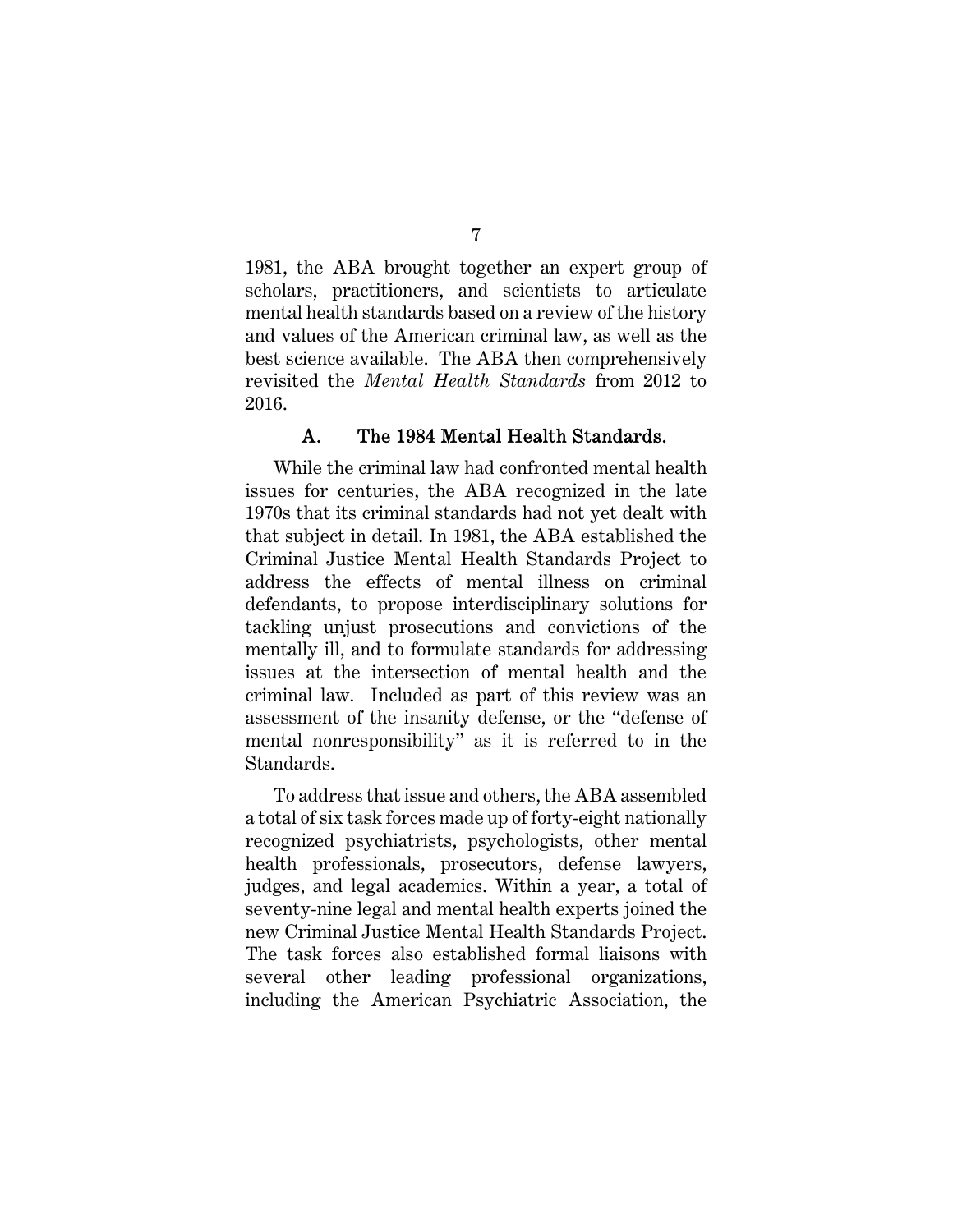1981, the ABA brought together an expert group of scholars, practitioners, and scientists to articulate mental health standards based on a review of the history and values of the American criminal law, as well as the best science available. The ABA then comprehensively revisited the *Mental Health Standards* from 2012 to 2016.

### A. The 1984 Mental Health Standards.

While the criminal law had confronted mental health issues for centuries, the ABA recognized in the late 1970s that its criminal standards had not yet dealt with that subject in detail. In 1981, the ABA established the Criminal Justice Mental Health Standards Project to address the effects of mental illness on criminal defendants, to propose interdisciplinary solutions for tackling unjust prosecutions and convictions of the mentally ill, and to formulate standards for addressing issues at the intersection of mental health and the criminal law. Included as part of this review was an assessment of the insanity defense, or the "defense of mental nonresponsibility" as it is referred to in the Standards.

To address that issue and others, the ABA assembled a total of six task forces made up of forty-eight nationally recognized psychiatrists, psychologists, other mental health professionals, prosecutors, defense lawyers, judges, and legal academics. Within a year, a total of seventy-nine legal and mental health experts joined the new Criminal Justice Mental Health Standards Project. The task forces also established formal liaisons with several other leading professional organizations, including the American Psychiatric Association, the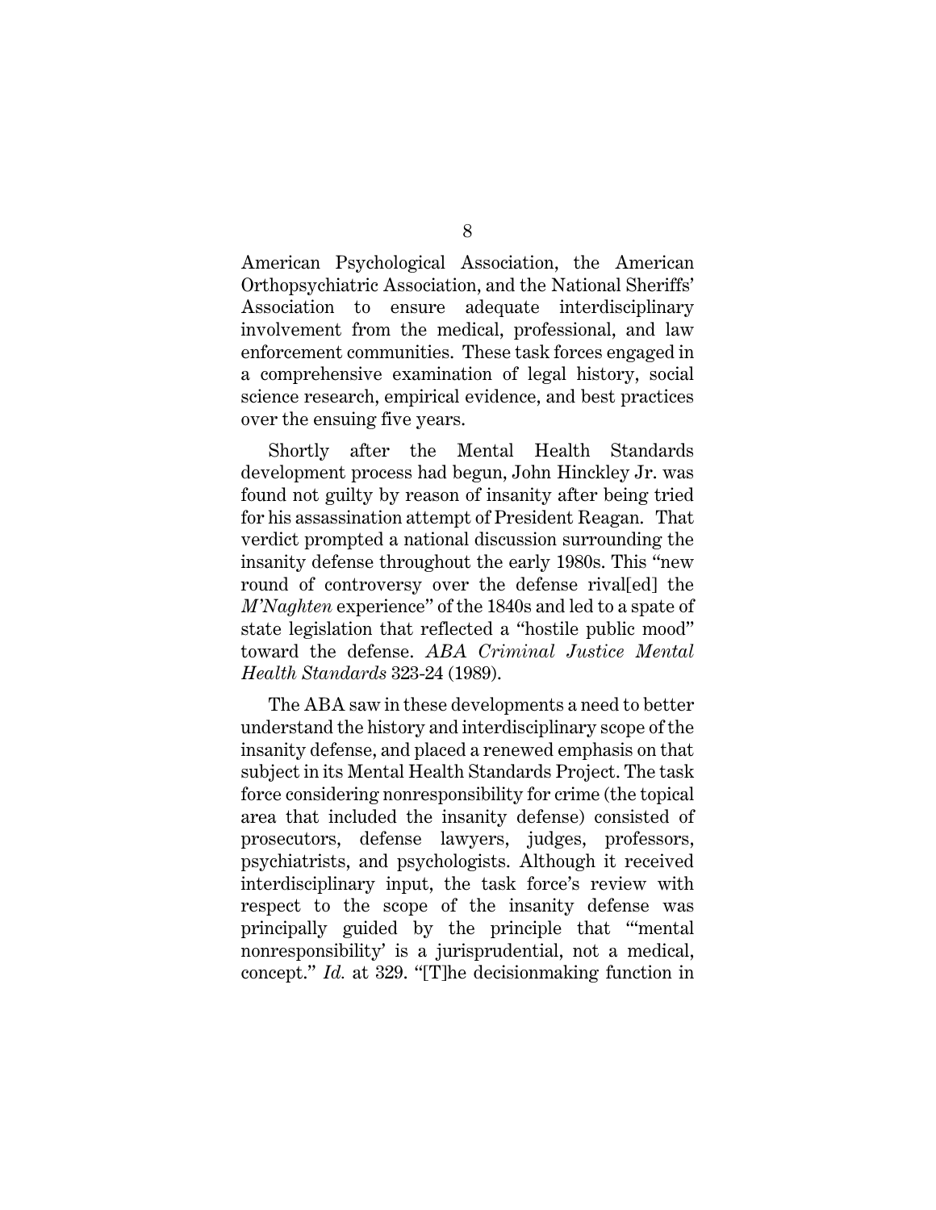American Psychological Association, the American Orthopsychiatric Association, and the National Sheriffs' Association to ensure adequate interdisciplinary involvement from the medical, professional, and law enforcement communities. These task forces engaged in a comprehensive examination of legal history, social science research, empirical evidence, and best practices over the ensuing five years.

Shortly after the Mental Health Standards development process had begun, John Hinckley Jr. was found not guilty by reason of insanity after being tried for his assassination attempt of President Reagan. That verdict prompted a national discussion surrounding the insanity defense throughout the early 1980s. This "new round of controversy over the defense rival[ed] the *M'Naghten* experience" of the 1840s and led to a spate of state legislation that reflected a "hostile public mood" toward the defense. *ABA Criminal Justice Mental Health Standards* 323-24 (1989).

The ABA saw in these developments a need to better understand the history and interdisciplinary scope of the insanity defense, and placed a renewed emphasis on that subject in its Mental Health Standards Project. The task force considering nonresponsibility for crime (the topical area that included the insanity defense) consisted of prosecutors, defense lawyers, judges, professors, psychiatrists, and psychologists. Although it received interdisciplinary input, the task force's review with respect to the scope of the insanity defense was principally guided by the principle that "'mental nonresponsibility' is a jurisprudential, not a medical, concept." *Id.* at 329. "[T]he decisionmaking function in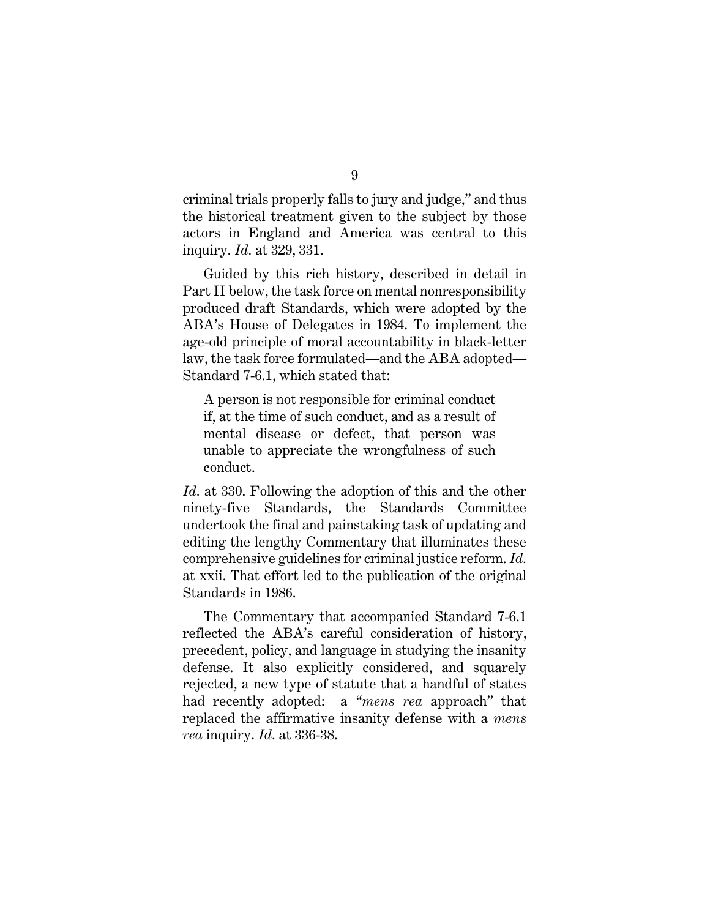criminal trials properly falls to jury and judge," and thus the historical treatment given to the subject by those actors in England and America was central to this inquiry. *Id.* at 329, 331.

Guided by this rich history, described in detail in Part II below, the task force on mental nonresponsibility produced draft Standards, which were adopted by the ABA's House of Delegates in 1984. To implement the age-old principle of moral accountability in black-letter law, the task force formulated—and the ABA adopted—Standard 7-6.1, which stated that:

> A person is not responsible for criminal conduct if, at the time of such conduct, and as a result of mental disease or defect, that person was unable to appreciate the wrongfulness of such conduct.

*Id.* at 330. Following the adoption of this and the other ninety-five Standards, the Standards Committee undertook the final and painstaking task of updating and editing the lengthy Commentary that illuminates these comprehensive guidelines for criminal justice reform. *Id.* at xxii. That effort led to the publication of the original Standards in 1986.

The Commentary that accompanied Standard 7-6.1 reflected the ABA's careful consideration of history, precedent, policy, and language in studying the insanity defense. It also explicitly considered, and squarely rejected, a new type of statute that a handful of states had recently adopted: a "*mens rea* approach" that replaced the affirmative insanity defense with a *mens rea* inquiry. *Id.* at 336-38.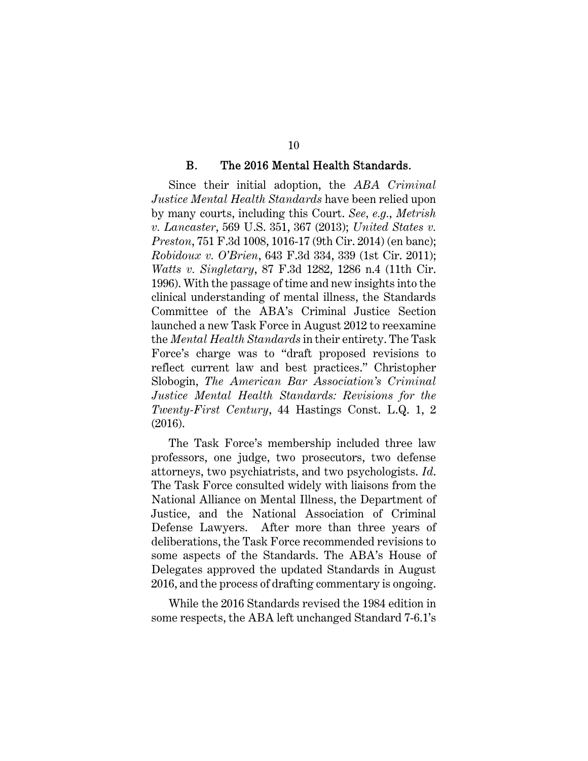### B. The 2016 Mental Health Standards.

Since their initial adoption, the *ABA Criminal Justice Mental Health Standards* have been relied upon by many courts, including this Court. *See, e.g.*, *Metrish v. Lancaster*, 569 U.S. 351, 367 (2013); *United States v. Preston*, 751 F.3d 1008, 1016-17 (9th Cir. 2014) (en banc); *Robidoux v. O'Brien*, 643 F.3d 334, 339 (1st Cir. 2011); *Watts v. Singletary*, 87 F.3d 1282, 1286 n.4 (11th Cir. 1996). With the passage of time and new insights into the clinical understanding of mental illness, the Standards Committee of the ABA's Criminal Justice Section launched a new Task Force in August 2012 to reexamine the *Mental Health Standards* in their entirety. The Task Force's charge was to "draft proposed revisions to reflect current law and best practices." Christopher Slobogin, *The American Bar Association's Criminal Justice Mental Health Standards: Revisions for the Twenty-First Century*, 44 Hastings Const. L.Q. 1, 2 (2016).

The Task Force's membership included three law professors, one judge, two prosecutors, two defense attorneys, two psychiatrists, and two psychologists. *Id.* The Task Force consulted widely with liaisons from the National Alliance on Mental Illness, the Department of Justice, and the National Association of Criminal Defense Lawyers. After more than three years of deliberations, the Task Force recommended revisions to some aspects of the Standards. The ABA's House of Delegates approved the updated Standards in August 2016, and the process of drafting commentary is ongoing.

While the 2016 Standards revised the 1984 edition in some respects, the ABA left unchanged Standard 7-6.1's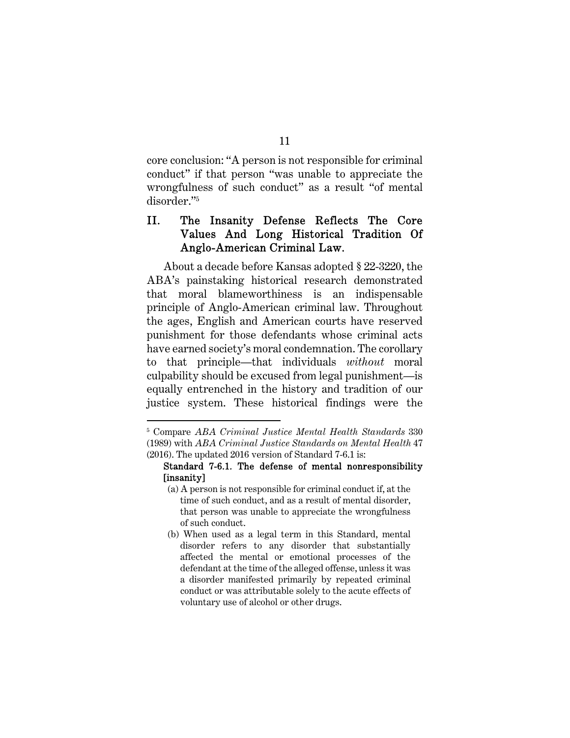core conclusion: "A person is not responsible for criminal conduct" if that person "was unable to appreciate the wrongfulness of such conduct" as a result "of mental disorder."[5]

## II. The Insanity Defense Reflects The Core Values And Long Historical Tradition Of Anglo-American Criminal Law.

About a decade before Kansas adopted § 22-3220, the ABA's painstaking historical research demonstrated that moral blameworthiness is an indispensable principle of Anglo-American criminal law. Throughout the ages, English and American courts have reserved punishment for those defendants whose criminal acts have earned society's moral condemnation. The corollary to that principle—that individuals *without* moral culpability should be excused from legal punishment—is equally entrenched in the history and tradition of our justice system. These historical findings were the

---

[5] Compare *ABA Criminal Justice Mental Health Standards* 330 (1989) with *ABA Criminal Justice Standards on Mental Health* 47 (2016). The updated 2016 version of Standard 7-6.1 is:

> **Standard 7-6.1. The defense of mental nonresponsibility [insanity]**
>
> (a) A person is not responsible for criminal conduct if, at the time of such conduct, and as a result of mental disorder, that person was unable to appreciate the wrongfulness of such conduct.
>
> (b) When used as a legal term in this Standard, mental disorder refers to any disorder that substantially affected the mental or emotional processes of the defendant at the time of the alleged offense, unless it was a disorder manifested primarily by repeated criminal conduct or was attributable solely to the acute effects of voluntary use of alcohol or other drugs.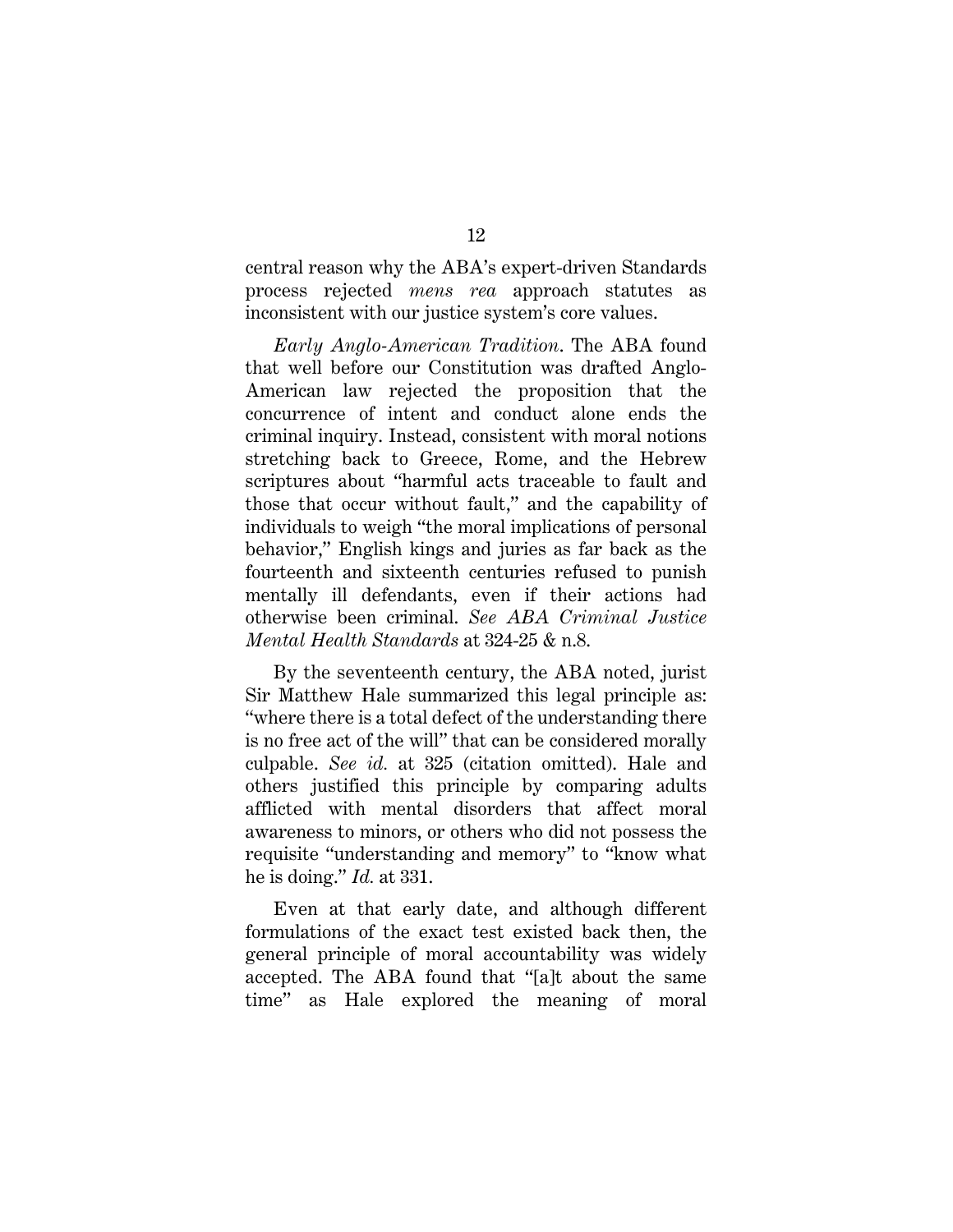central reason why the ABA's expert-driven Standards process rejected *mens rea* approach statutes as inconsistent with our justice system's core values.

*Early Anglo-American Tradition*. The ABA found that well before our Constitution was drafted Anglo-American law rejected the proposition that the concurrence of intent and conduct alone ends the criminal inquiry. Instead, consistent with moral notions stretching back to Greece, Rome, and the Hebrew scriptures about "harmful acts traceable to fault and those that occur without fault," and the capability of individuals to weigh "the moral implications of personal behavior," English kings and juries as far back as the fourteenth and sixteenth centuries refused to punish mentally ill defendants, even if their actions had otherwise been criminal. *See ABA Criminal Justice Mental Health Standards* at 324-25 & n.8.

By the seventeenth century, the ABA noted, jurist Sir Matthew Hale summarized this legal principle as: "where there is a total defect of the understanding there is no free act of the will" that can be considered morally culpable. *See id.* at 325 (citation omitted). Hale and others justified this principle by comparing adults afflicted with mental disorders that affect moral awareness to minors, or others who did not possess the requisite "understanding and memory" to "know what he is doing." *Id.* at 331.

Even at that early date, and although different formulations of the exact test existed back then, the general principle of moral accountability was widely accepted. The ABA found that "[a]t about the same time" as Hale explored the meaning of moral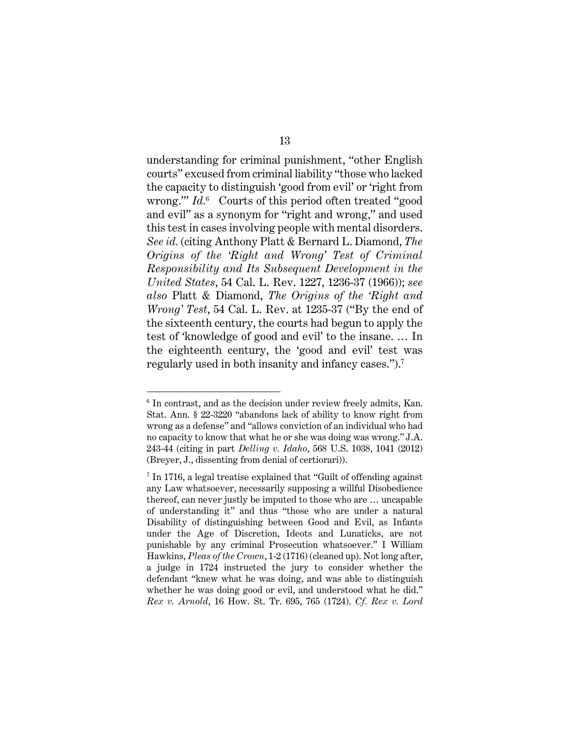understanding for criminal punishment, "other English courts" excused from criminal liability "those who lacked the capacity to distinguish 'good from evil' or 'right from wrong.'" *Id.*[6] Courts of this period often treated "good and evil" as a synonym for "right and wrong," and used this test in cases involving people with mental disorders. *See id.* (citing Anthony Platt & Bernard L. Diamond, *The Origins of the 'Right and Wrong' Test of Criminal Responsibility and Its Subsequent Development in the United States*, 54 Cal. L. Rev. 1227, 1236-37 (1966)); *see also* Platt & Diamond, *The Origins of the 'Right and Wrong' Test*, 54 Cal. L. Rev. at 1235-37 ("By the end of the sixteenth century, the courts had begun to apply the test of 'knowledge of good and evil' to the insane. … In the eighteenth century, the 'good and evil' test was regularly used in both insanity and infancy cases.").[7]

---

[6] In contrast, and as the decision under review freely admits, Kan. Stat. Ann. § 22-3220 "abandons lack of ability to know right from wrong as a defense" and "allows conviction of an individual who had no capacity to know that what he or she was doing was wrong." J.A. 243-44 (citing in part *Delling v. Idaho*, 568 U.S. 1038, 1041 (2012) (Breyer, J., dissenting from denial of certiorari)).

[7] In 1716, a legal treatise explained that "Guilt of offending against any Law whatsoever, necessarily supposing a willful Disobedience thereof, can never justly be imputed to those who are … uncapable of understanding it" and thus "those who are under a natural Disability of distinguishing between Good and Evil, as Infants under the Age of Discretion, Ideots and Lunaticks, are not punishable by any criminal Prosecution whatsoever." I William Hawkins, *Pleas of the Crown*, 1-2 (1716) (cleaned up). Not long after, a judge in 1724 instructed the jury to consider whether the defendant "knew what he was doing, and was able to distinguish whether he was doing good or evil, and understood what he did." *Rex v. Arnold*, 16 How. St. Tr. 695, 765 (1724). *Cf. Rex v. Lord*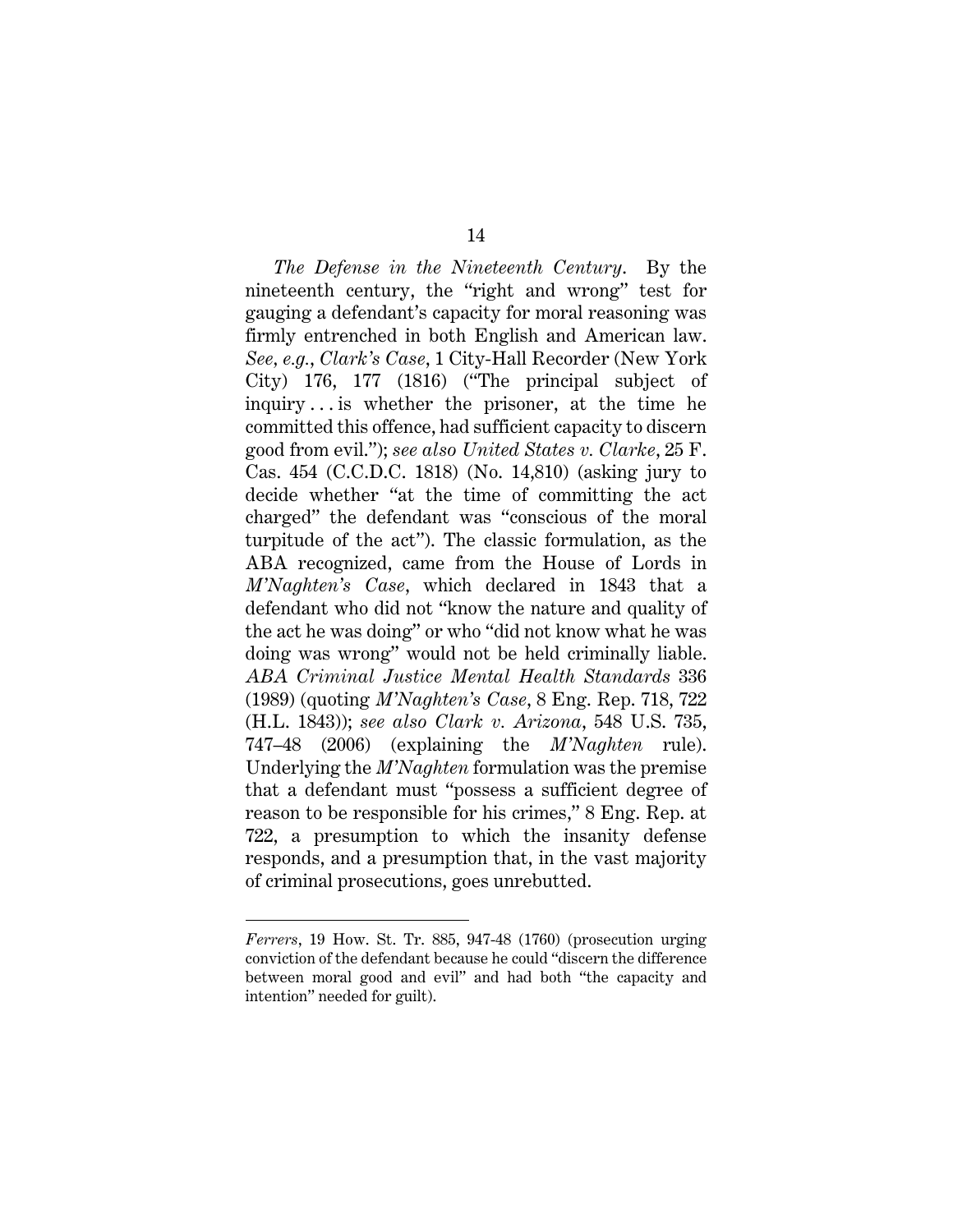*The Defense in the Nineteenth Century.* By the nineteenth century, the "right and wrong" test for gauging a defendant's capacity for moral reasoning was firmly entrenched in both English and American law. *See, e.g.*, *Clark's Case*, 1 City-Hall Recorder (New York City) 176, 177 (1816) ("The principal subject of inquiry . . . is whether the prisoner, at the time he committed this offence, had sufficient capacity to discern good from evil."); *see also United States v. Clarke*, 25 F. Cas. 454 (C.C.D.C. 1818) (No. 14,810) (asking jury to decide whether "at the time of committing the act charged" the defendant was "conscious of the moral turpitude of the act"). The classic formulation, as the ABA recognized, came from the House of Lords in *M'Naghten's Case*, which declared in 1843 that a defendant who did not "know the nature and quality of the act he was doing" or who "did not know what he was doing was wrong" would not be held criminally liable. *ABA Criminal Justice Mental Health Standards* 336 (1989) (quoting *M'Naghten's Case*, 8 Eng. Rep. 718, 722 (H.L. 1843)); *see also Clark v. Arizona*, 548 U.S. 735, 747–48 (2006) (explaining the *M'Naghten* rule). Underlying the *M'Naghten* formulation was the premise that a defendant must "possess a sufficient degree of reason to be responsible for his crimes," 8 Eng. Rep. at 722, a presumption to which the insanity defense responds, and a presumption that, in the vast majority of criminal prosecutions, goes unrebutted.

---

*Ferrers*, 19 How. St. Tr. 885, 947-48 (1760) (prosecution urging conviction of the defendant because he could "discern the difference between moral good and evil" and had both "the capacity and intention" needed for guilt).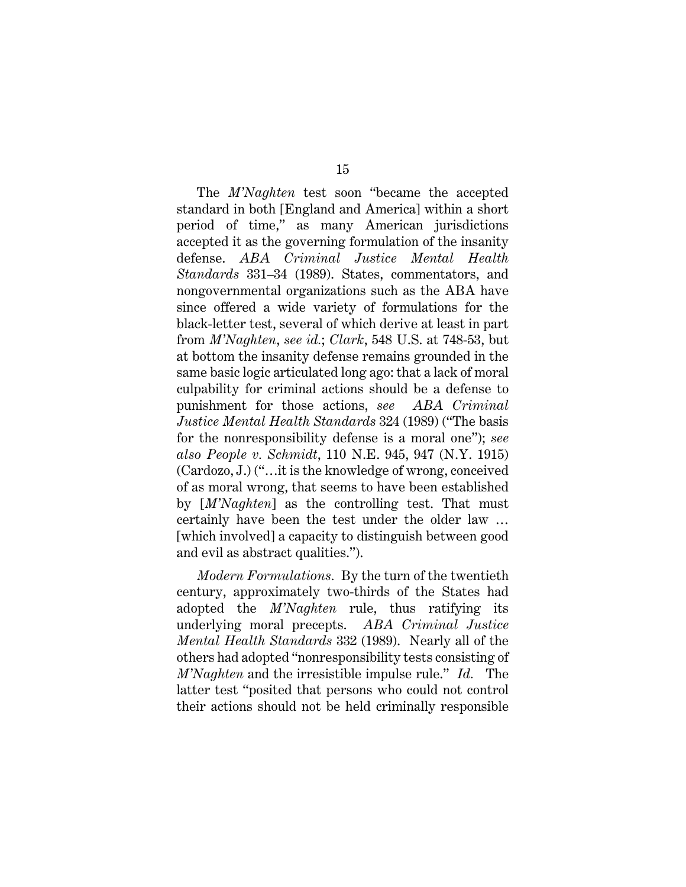The *M'Naghten* test soon "became the accepted standard in both [England and America] within a short period of time," as many American jurisdictions accepted it as the governing formulation of the insanity defense. *ABA Criminal Justice Mental Health Standards* 331–34 (1989). States, commentators, and nongovernmental organizations such as the ABA have since offered a wide variety of formulations for the black-letter test, several of which derive at least in part from *M'Naghten*, *see id.*; *Clark*, 548 U.S. at 748-53, but at bottom the insanity defense remains grounded in the same basic logic articulated long ago: that a lack of moral culpability for criminal actions should be a defense to punishment for those actions, *see ABA Criminal Justice Mental Health Standards* 324 (1989) ("The basis for the nonresponsibility defense is a moral one"); *see also People v. Schmidt*, 110 N.E. 945, 947 (N.Y. 1915) (Cardozo, J.) ("…it is the knowledge of wrong, conceived of as moral wrong, that seems to have been established by [*M'Naghten*] as the controlling test. That must certainly have been the test under the older law … [which involved] a capacity to distinguish between good and evil as abstract qualities.").

*Modern Formulations*. By the turn of the twentieth century, approximately two-thirds of the States had adopted the *M'Naghten* rule, thus ratifying its underlying moral precepts. *ABA Criminal Justice Mental Health Standards* 332 (1989). Nearly all of the others had adopted "nonresponsibility tests consisting of *M'Naghten* and the irresistible impulse rule." *Id.* The latter test "posited that persons who could not control their actions should not be held criminally responsible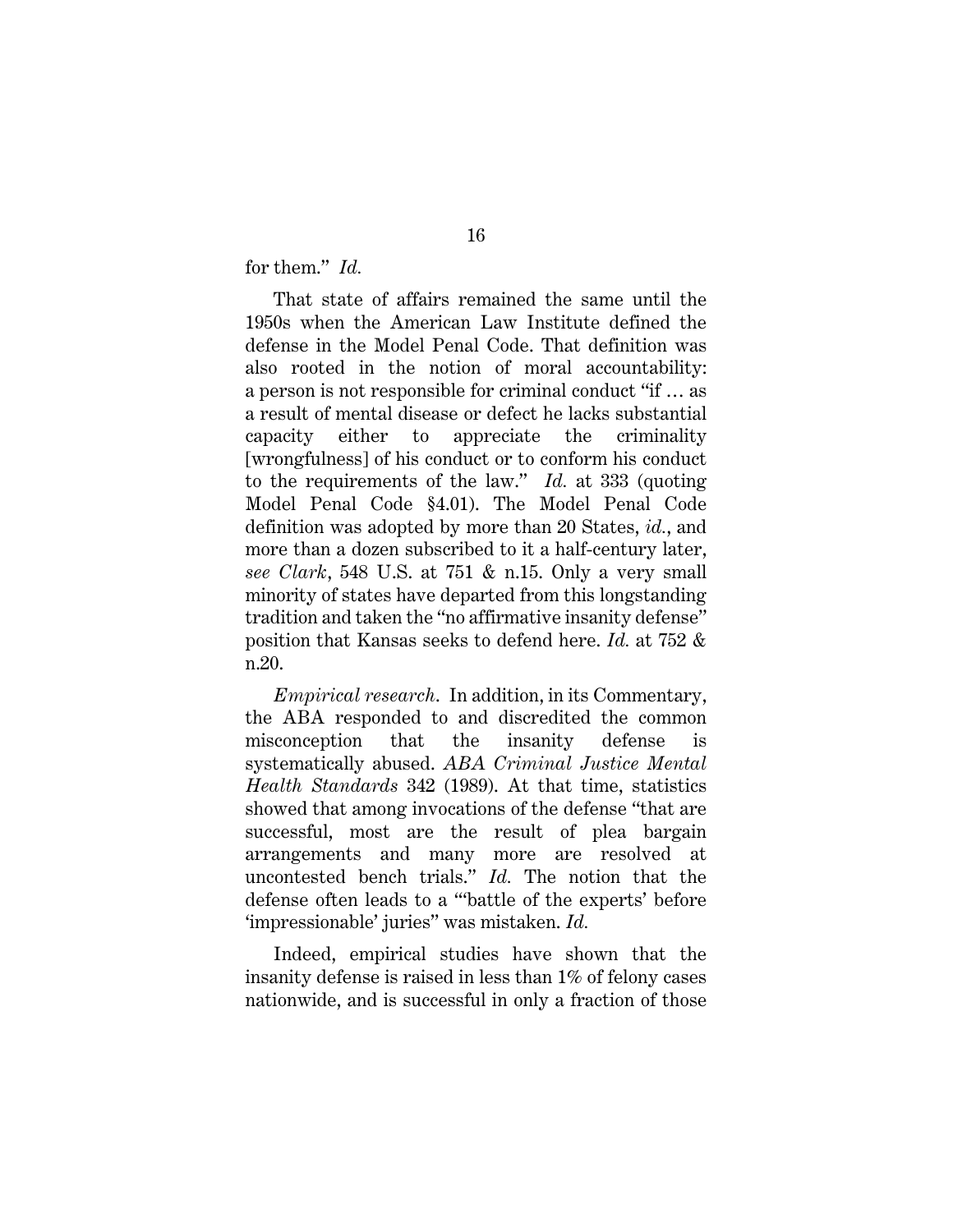for them." *Id.*

That state of affairs remained the same until the 1950s when the American Law Institute defined the defense in the Model Penal Code. That definition was also rooted in the notion of moral accountability: a person is not responsible for criminal conduct "if … as a result of mental disease or defect he lacks substantial capacity either to appreciate the criminality [wrongfulness] of his conduct or to conform his conduct to the requirements of the law." *Id.* at 333 (quoting Model Penal Code §4.01). The Model Penal Code definition was adopted by more than 20 States, *id.*, and more than a dozen subscribed to it a half-century later, *see Clark*, 548 U.S. at 751 & n.15. Only a very small minority of states have departed from this longstanding tradition and taken the "no affirmative insanity defense" position that Kansas seeks to defend here. *Id.* at 752 & n.20.

*Empirical research*. In addition, in its Commentary, the ABA responded to and discredited the common misconception that the insanity defense is systematically abused. *ABA Criminal Justice Mental Health Standards* 342 (1989). At that time, statistics showed that among invocations of the defense "that are successful, most are the result of plea bargain arrangements and many more are resolved at uncontested bench trials." *Id.* The notion that the defense often leads to a "'battle of the experts' before 'impressionable' juries" was mistaken. *Id.*

Indeed, empirical studies have shown that the insanity defense is raised in less than 1% of felony cases nationwide, and is successful in only a fraction of those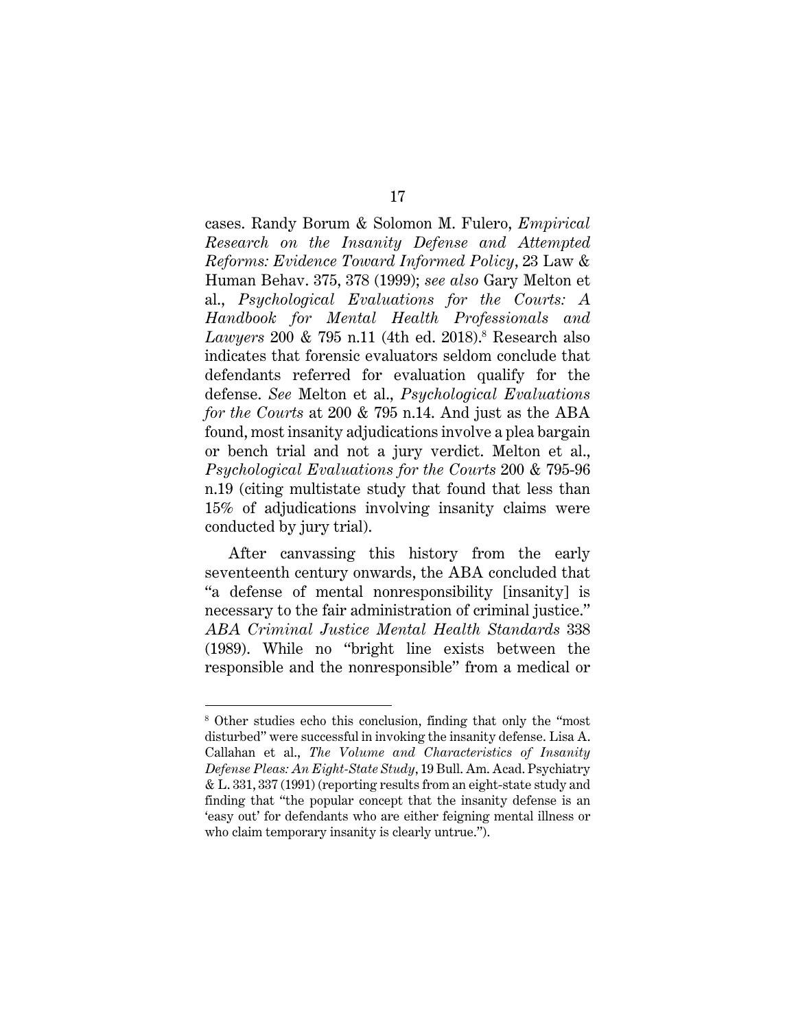cases. Randy Borum & Solomon M. Fulero, *Empirical Research on the Insanity Defense and Attempted Reforms: Evidence Toward Informed Policy*, 23 Law & Human Behav. 375, 378 (1999); *see also* Gary Melton et al., *Psychological Evaluations for the Courts: A Handbook for Mental Health Professionals and Lawyers* 200 & 795 n.11 (4th ed. 2018).[8] Research also indicates that forensic evaluators seldom conclude that defendants referred for evaluation qualify for the defense. *See* Melton et al., *Psychological Evaluations for the Courts* at 200 & 795 n.14. And just as the ABA found, most insanity adjudications involve a plea bargain or bench trial and not a jury verdict. Melton et al., *Psychological Evaluations for the Courts* 200 & 795-96 n.19 (citing multistate study that found that less than 15% of adjudications involving insanity claims were conducted by jury trial).

After canvassing this history from the early seventeenth century onwards, the ABA concluded that "a defense of mental nonresponsibility [insanity] is necessary to the fair administration of criminal justice." *ABA Criminal Justice Mental Health Standards* 338 (1989). While no "bright line exists between the responsible and the nonresponsible" from a medical or

---

[8] Other studies echo this conclusion, finding that only the "most disturbed" were successful in invoking the insanity defense. Lisa A. Callahan et al., *The Volume and Characteristics of Insanity Defense Pleas: An Eight-State Study*, 19 Bull. Am. Acad. Psychiatry & L. 331, 337 (1991) (reporting results from an eight-state study and finding that "the popular concept that the insanity defense is an 'easy out' for defendants who are either feigning mental illness or who claim temporary insanity is clearly untrue.").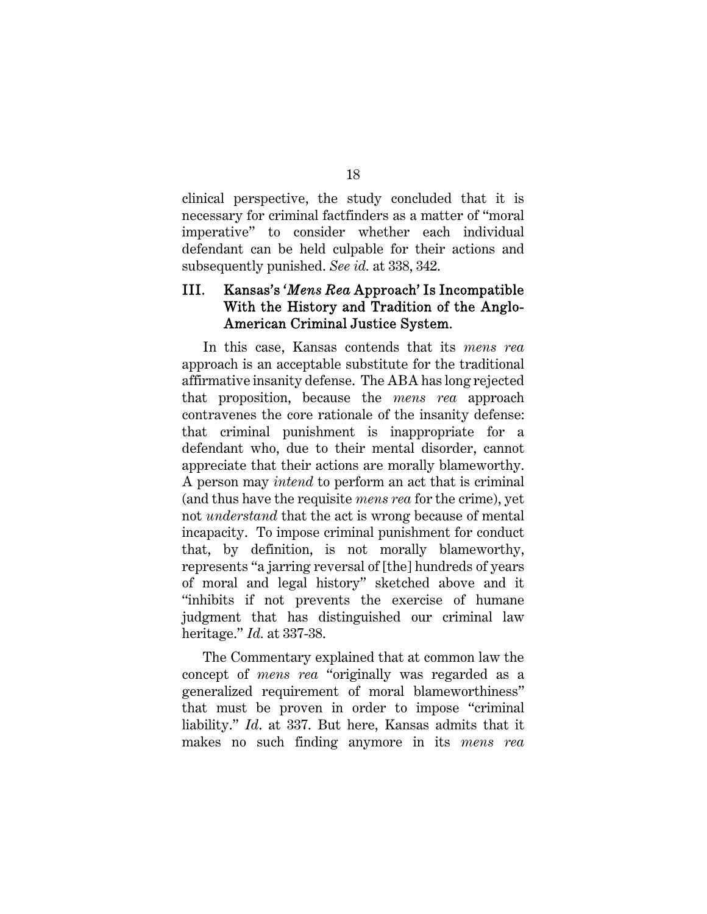clinical perspective, the study concluded that it is necessary for criminal factfinders as a matter of "moral imperative" to consider whether each individual defendant can be held culpable for their actions and subsequently punished. *See id.* at 338, 342.

## III. Kansas's '*Mens Rea* Approach' Is Incompatible With the History and Tradition of the Anglo-American Criminal Justice System.

In this case, Kansas contends that its *mens rea* approach is an acceptable substitute for the traditional affirmative insanity defense. The ABA has long rejected that proposition, because the *mens rea* approach contravenes the core rationale of the insanity defense: that criminal punishment is inappropriate for a defendant who, due to their mental disorder, cannot appreciate that their actions are morally blameworthy. A person may *intend* to perform an act that is criminal (and thus have the requisite *mens rea* for the crime), yet not *understand* that the act is wrong because of mental incapacity. To impose criminal punishment for conduct that, by definition, is not morally blameworthy, represents "a jarring reversal of [the] hundreds of years of moral and legal history" sketched above and it "inhibits if not prevents the exercise of humane judgment that has distinguished our criminal law heritage." *Id.* at 337-38.

The Commentary explained that at common law the concept of *mens rea* "originally was regarded as a generalized requirement of moral blameworthiness" that must be proven in order to impose "criminal liability." *Id*. at 337. But here, Kansas admits that it makes no such finding anymore in its *mens rea*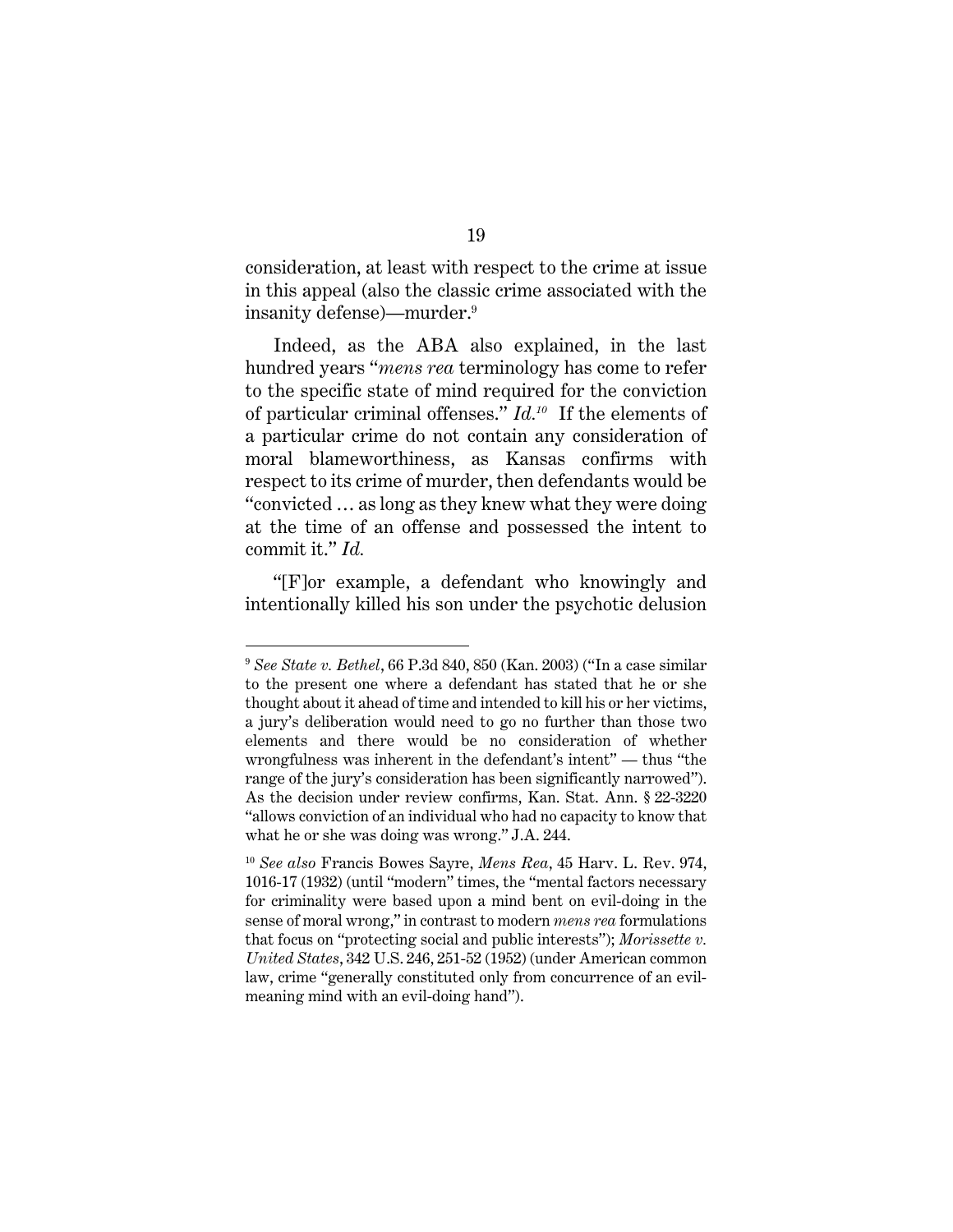consideration, at least with respect to the crime at issue in this appeal (also the classic crime associated with the insanity defense)—murder.[9]

Indeed, as the ABA also explained, in the last hundred years "*mens rea* terminology has come to refer to the specific state of mind required for the conviction of particular criminal offenses." *Id.*[10] If the elements of a particular crime do not contain any consideration of moral blameworthiness, as Kansas confirms with respect to its crime of murder, then defendants would be "convicted … as long as they knew what they were doing at the time of an offense and possessed the intent to commit it." *Id.*

"[F]or example, a defendant who knowingly and intentionally killed his son under the psychotic delusion

---

[9] *See State v. Bethel*, 66 P.3d 840, 850 (Kan. 2003) ("In a case similar to the present one where a defendant has stated that he or she thought about it ahead of time and intended to kill his or her victims, a jury's deliberation would need to go no further than those two elements and there would be no consideration of whether wrongfulness was inherent in the defendant's intent" — thus "the range of the jury's consideration has been significantly narrowed"). As the decision under review confirms, Kan. Stat. Ann. § 22-3220 "allows conviction of an individual who had no capacity to know that what he or she was doing was wrong." J.A. 244.

[10] *See also* Francis Bowes Sayre, *Mens Rea*, 45 Harv. L. Rev. 974, 1016-17 (1932) (until "modern" times, the "mental factors necessary for criminality were based upon a mind bent on evil-doing in the sense of moral wrong," in contrast to modern *mens rea* formulations that focus on "protecting social and public interests"); *Morissette v. United States*, 342 U.S. 246, 251-52 (1952) (under American common law, crime "generally constituted only from concurrence of an evil-meaning mind with an evil-doing hand").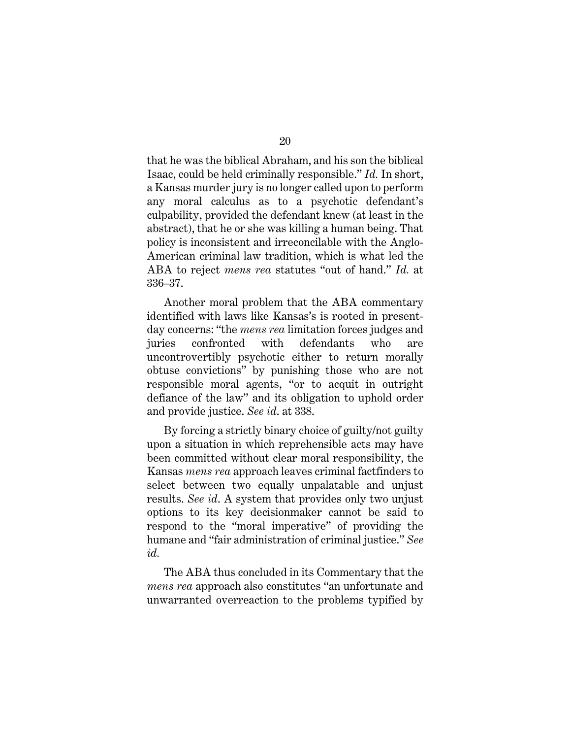that he was the biblical Abraham, and his son the biblical Isaac, could be held criminally responsible." *Id.* In short, a Kansas murder jury is no longer called upon to perform any moral calculus as to a psychotic defendant's culpability, provided the defendant knew (at least in the abstract), that he or she was killing a human being. That policy is inconsistent and irreconcilable with the Anglo-American criminal law tradition, which is what led the ABA to reject *mens rea* statutes "out of hand." *Id.* at 336–37.

Another moral problem that the ABA commentary identified with laws like Kansas's is rooted in present-day concerns: "the *mens rea* limitation forces judges and juries confronted with defendants who are uncontrovertibly psychotic either to return morally obtuse convictions" by punishing those who are not responsible moral agents, "or to acquit in outright defiance of the law" and its obligation to uphold order and provide justice. *See id.* at 338.

By forcing a strictly binary choice of guilty/not guilty upon a situation in which reprehensible acts may have been committed without clear moral responsibility, the Kansas *mens rea* approach leaves criminal factfinders to select between two equally unpalatable and unjust results. *See id.* A system that provides only two unjust options to its key decisionmaker cannot be said to respond to the "moral imperative" of providing the humane and "fair administration of criminal justice." *See id.*

The ABA thus concluded in its Commentary that the *mens rea* approach also constitutes "an unfortunate and unwarranted overreaction to the problems typified by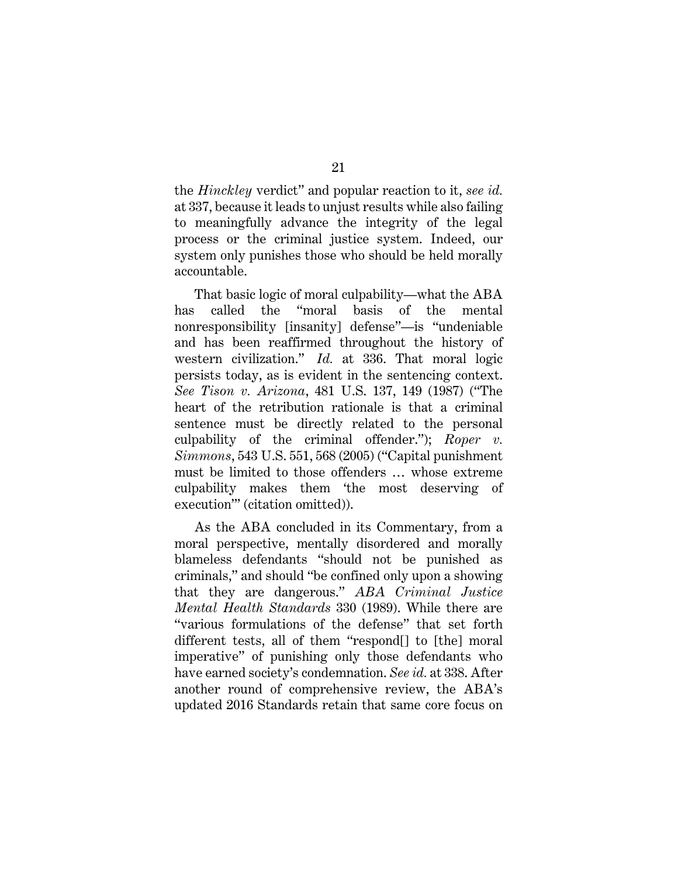the *Hinckley* verdict" and popular reaction to it, *see id.* at 337, because it leads to unjust results while also failing to meaningfully advance the integrity of the legal process or the criminal justice system. Indeed, our system only punishes those who should be held morally accountable.

That basic logic of moral culpability—what the ABA has called the "moral basis of the mental nonresponsibility [insanity] defense"—is "undeniable and has been reaffirmed throughout the history of western civilization." *Id.* at 336. That moral logic persists today, as is evident in the sentencing context. *See Tison v. Arizona*, 481 U.S. 137, 149 (1987) ("The heart of the retribution rationale is that a criminal sentence must be directly related to the personal culpability of the criminal offender."); *Roper v. Simmons*, 543 U.S. 551, 568 (2005) ("Capital punishment must be limited to those offenders … whose extreme culpability makes them 'the most deserving of execution'" (citation omitted)).

As the ABA concluded in its Commentary, from a moral perspective, mentally disordered and morally blameless defendants "should not be punished as criminals," and should "be confined only upon a showing that they are dangerous." *ABA Criminal Justice Mental Health Standards* 330 (1989). While there are "various formulations of the defense" that set forth different tests, all of them "respond[] to [the] moral imperative" of punishing only those defendants who have earned society's condemnation. *See id.* at 338. After another round of comprehensive review, the ABA's updated 2016 Standards retain that same core focus on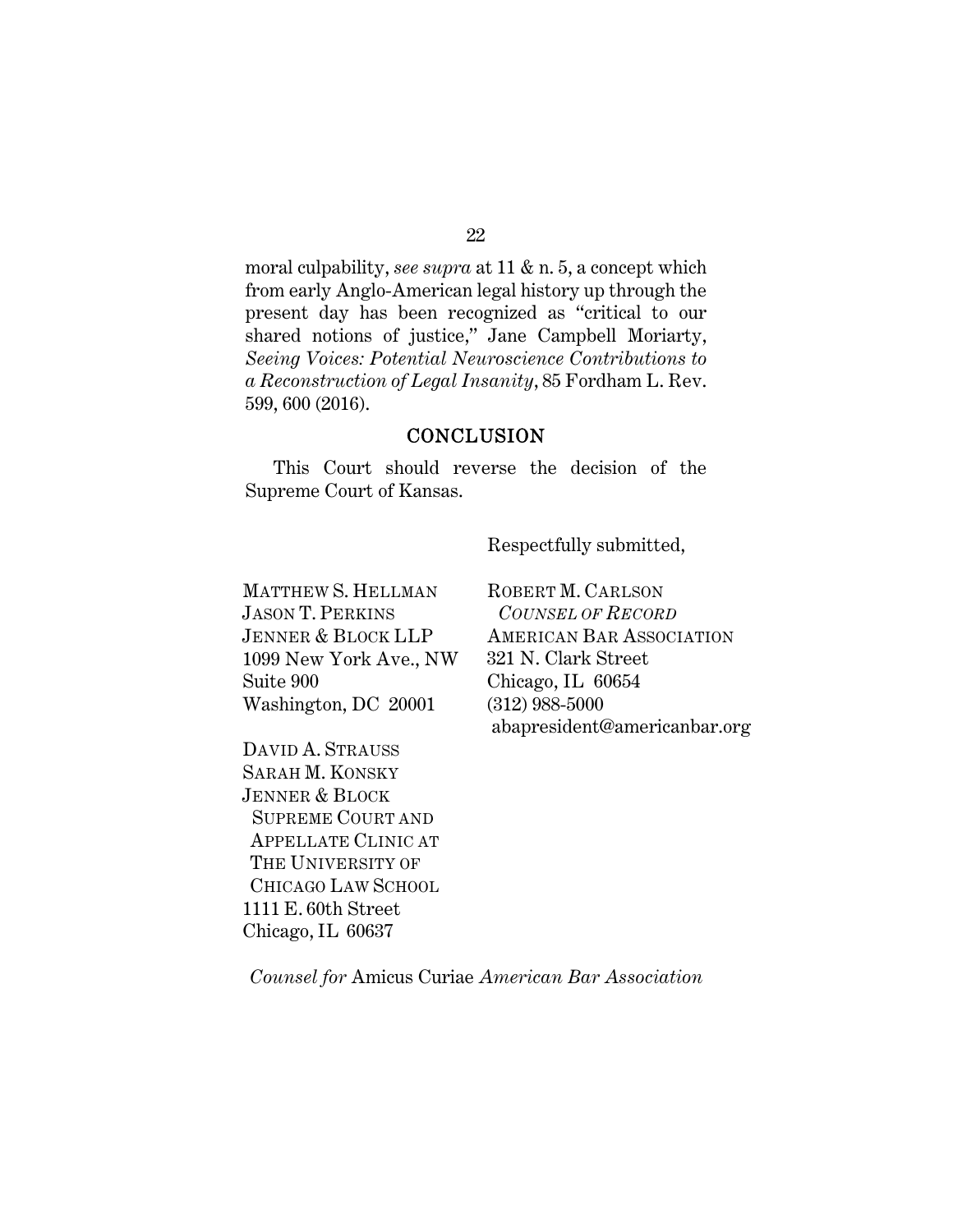moral culpability, *see supra* at 11 & n. 5, a concept which from early Anglo-American legal history up through the present day has been recognized as "critical to our shared notions of justice," Jane Campbell Moriarty, *Seeing Voices: Potential Neuroscience Contributions to a Reconstruction of Legal Insanity*, 85 Fordham L. Rev. 599, 600 (2016).

## CONCLUSION

This Court should reverse the decision of the Supreme Court of Kansas.

Respectfully submitted,

ROBERT M. CARLSON
*COUNSEL OF RECORD*
AMERICAN BAR ASSOCIATION
321 N. Clark Street
Chicago, IL 60654
(312) 988-5000
abapresident@americanbar.org

MATTHEW S. HELLMAN
JASON T. PERKINS
JENNER & BLOCK LLP
1099 New York Ave., NW
Suite 900
Washington, DC 20001

DAVID A. STRAUSS
SARAH M. KONSKY
JENNER & BLOCK
SUPREME COURT AND
APPELLATE CLINIC AT
THE UNIVERSITY OF
CHICAGO LAW SCHOOL
1111 E. 60th Street
Chicago, IL 60637

*Counsel for* Amicus Curiae *American Bar Association*